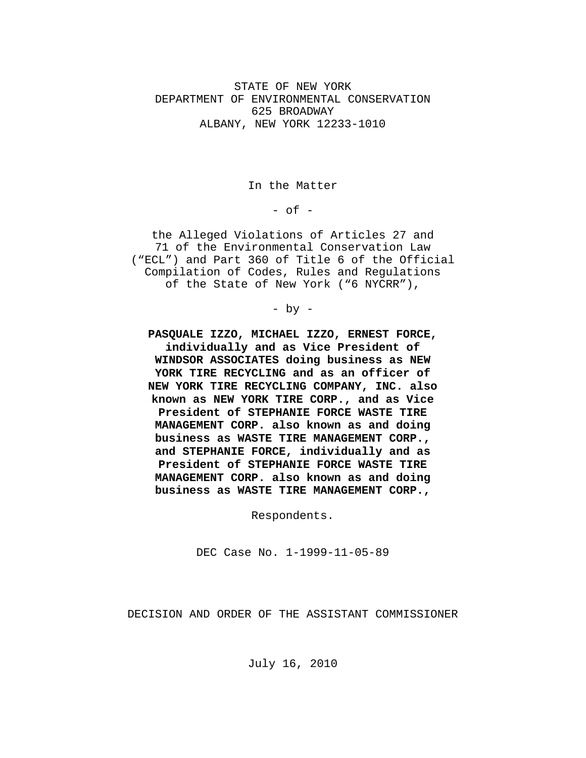STATE OF NEW YORK
DEPARTMENT OF ENVIRONMENTAL CONSERVATION
625 BROADWAY
ALBANY, NEW YORK 12233-1010

In the Matter

- of -

the Alleged Violations of Articles 27 and 71 of the Environmental Conservation Law (“ECL”) and Part 360 of Title 6 of the Official Compilation of Codes, Rules and Regulations of the State of New York (“6 NYCRR”),

- by -

**PASQUALE IZZO, MICHAEL IZZO, ERNEST FORCE, individually and as Vice President of WINDSOR ASSOCIATES doing business as NEW YORK TIRE RECYCLING and as an officer of NEW YORK TIRE RECYCLING COMPANY, INC. also known as NEW YORK TIRE CORP., and as Vice President of STEPHANIE FORCE WASTE TIRE MANAGEMENT CORP. also known as and doing business as WASTE TIRE MANAGEMENT CORP., and STEPHANIE FORCE, individually and as President of STEPHANIE FORCE WASTE TIRE MANAGEMENT CORP. also known as and doing business as WASTE TIRE MANAGEMENT CORP.,**

Respondents.

DEC Case No. 1-1999-11-05-89

DECISION AND ORDER OF THE ASSISTANT COMMISSIONER

July 16, 2010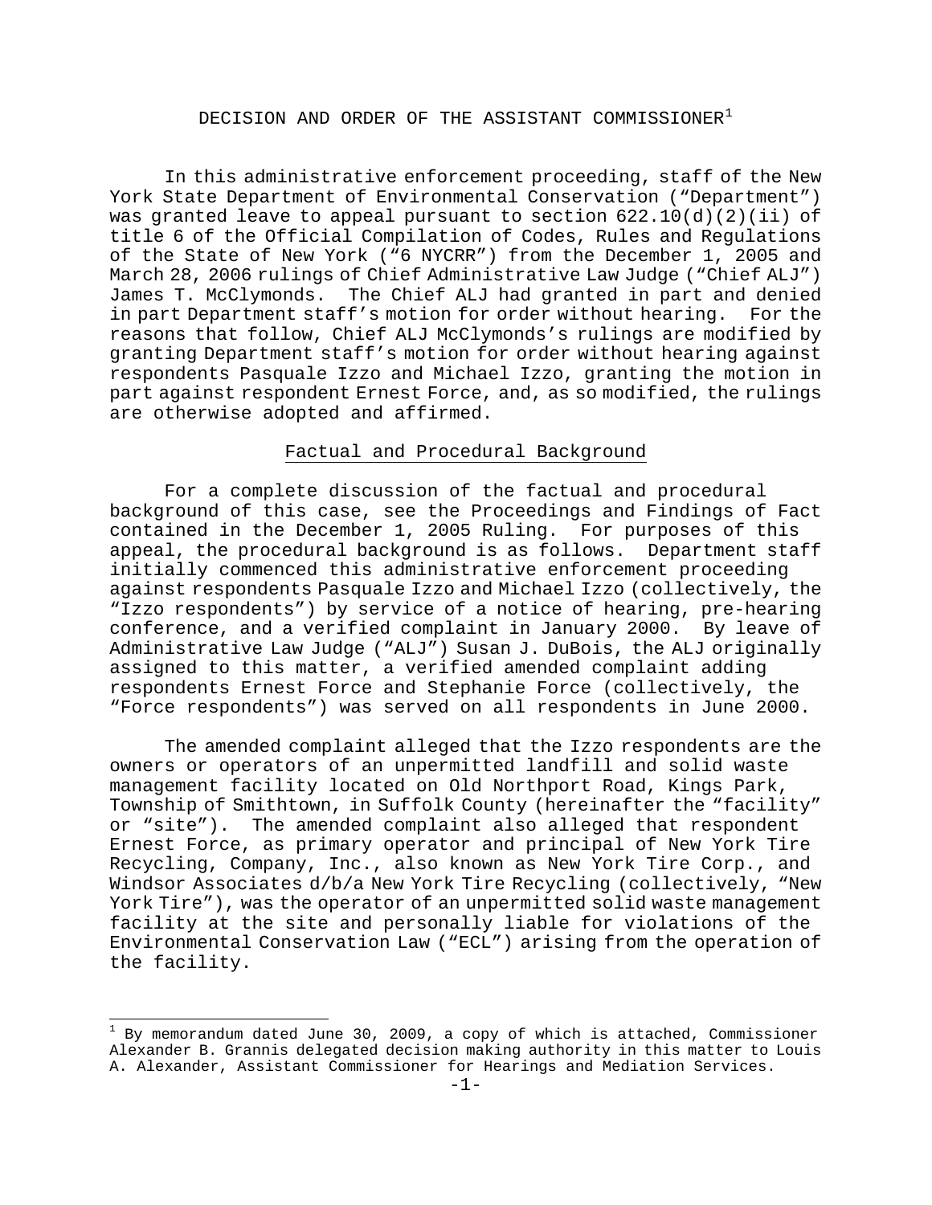DECISION AND ORDER OF THE ASSISTANT COMMISSIONER[1]

In this administrative enforcement proceeding, staff of the New York State Department of Environmental Conservation ("Department") was granted leave to appeal pursuant to section 622.10(d)(2)(ii) of title 6 of the Official Compilation of Codes, Rules and Regulations of the State of New York ("6 NYCRR") from the December 1, 2005 and March 28, 2006 rulings of Chief Administrative Law Judge ("Chief ALJ") James T. McClymonds. The Chief ALJ had granted in part and denied in part Department staff's motion for order without hearing. For the reasons that follow, Chief ALJ McClymonds's rulings are modified by granting Department staff's motion for order without hearing against respondents Pasquale Izzo and Michael Izzo, granting the motion in part against respondent Ernest Force, and, as so modified, the rulings are otherwise adopted and affirmed.

## Factual and Procedural Background

For a complete discussion of the factual and procedural background of this case, see the Proceedings and Findings of Fact contained in the December 1, 2005 Ruling. For purposes of this appeal, the procedural background is as follows. Department staff initially commenced this administrative enforcement proceeding against respondents Pasquale Izzo and Michael Izzo (collectively, the "Izzo respondents") by service of a notice of hearing, pre-hearing conference, and a verified complaint in January 2000. By leave of Administrative Law Judge ("ALJ") Susan J. DuBois, the ALJ originally assigned to this matter, a verified amended complaint adding respondents Ernest Force and Stephanie Force (collectively, the "Force respondents") was served on all respondents in June 2000.

The amended complaint alleged that the Izzo respondents are the owners or operators of an unpermitted landfill and solid waste management facility located on Old Northport Road, Kings Park, Township of Smithtown, in Suffolk County (hereinafter the "facility" or "site"). The amended complaint also alleged that respondent Ernest Force, as primary operator and principal of New York Tire Recycling, Company, Inc., also known as New York Tire Corp., and Windsor Associates d/b/a New York Tire Recycling (collectively, "New York Tire"), was the operator of an unpermitted solid waste management facility at the site and personally liable for violations of the Environmental Conservation Law ("ECL") arising from the operation of the facility.

[1] By memorandum dated June 30, 2009, a copy of which is attached, Commissioner Alexander B. Grannis delegated decision making authority in this matter to Louis A. Alexander, Assistant Commissioner for Hearings and Mediation Services.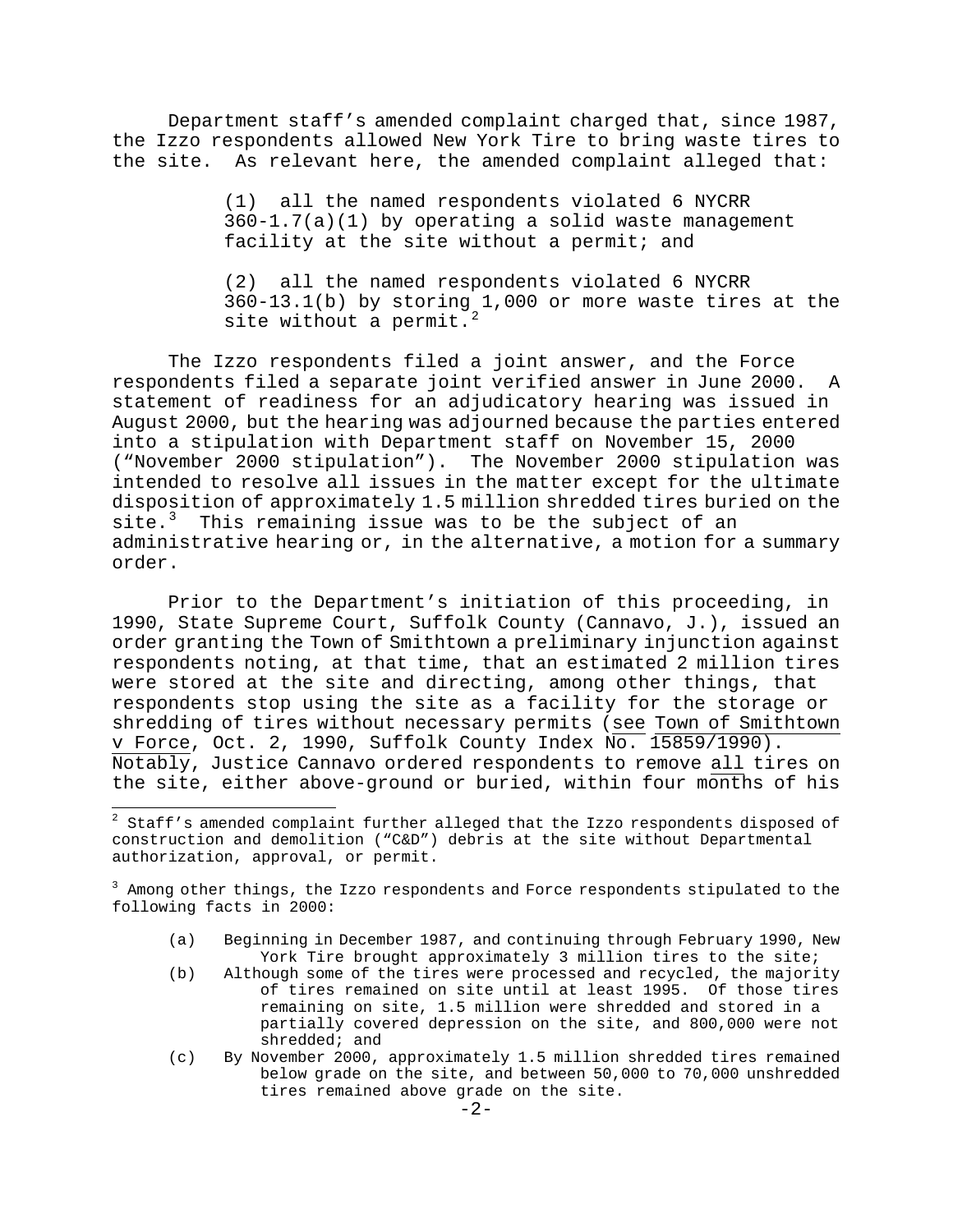Department staff's amended complaint charged that, since 1987, the Izzo respondents allowed New York Tire to bring waste tires to the site. As relevant here, the amended complaint alleged that:

> (1) all the named respondents violated 6 NYCRR 360-1.7(a)(1) by operating a solid waste management facility at the site without a permit; and
>
> (2) all the named respondents violated 6 NYCRR 360-13.1(b) by storing 1,000 or more waste tires at the site without a permit.[2]

The Izzo respondents filed a joint answer, and the Force respondents filed a separate joint verified answer in June 2000. A statement of readiness for an adjudicatory hearing was issued in August 2000, but the hearing was adjourned because the parties entered into a stipulation with Department staff on November 15, 2000 ("November 2000 stipulation"). The November 2000 stipulation was intended to resolve all issues in the matter except for the ultimate disposition of approximately 1.5 million shredded tires buried on the site.[3] This remaining issue was to be the subject of an administrative hearing or, in the alternative, a motion for a summary order.

Prior to the Department's initiation of this proceeding, in 1990, State Supreme Court, Suffolk County (Cannavo, J.), issued an order granting the Town of Smithtown a preliminary injunction against respondents noting, at that time, that an estimated 2 million tires were stored at the site and directing, among other things, that respondents stop using the site as a facility for the storage or shredding of tires without necessary permits (see Town of Smithtown v Force, Oct. 2, 1990, Suffolk County Index No. 15859/1990). Notably, Justice Cannavo ordered respondents to remove all tires on the site, either above-ground or buried, within four months of his

---

[2] Staff's amended complaint further alleged that the Izzo respondents disposed of construction and demolition ("C&D") debris at the site without Departmental authorization, approval, or permit.

[3] Among other things, the Izzo respondents and Force respondents stipulated to the following facts in 2000:

(a) Beginning in December 1987, and continuing through February 1990, New York Tire brought approximately 3 million tires to the site;

(b) Although some of the tires were processed and recycled, the majority of tires remained on site until at least 1995. Of those tires remaining on site, 1.5 million were shredded and stored in a partially covered depression on the site, and 800,000 were not shredded; and

(c) By November 2000, approximately 1.5 million shredded tires remained below grade on the site, and between 50,000 to 70,000 unshredded tires remained above grade on the site.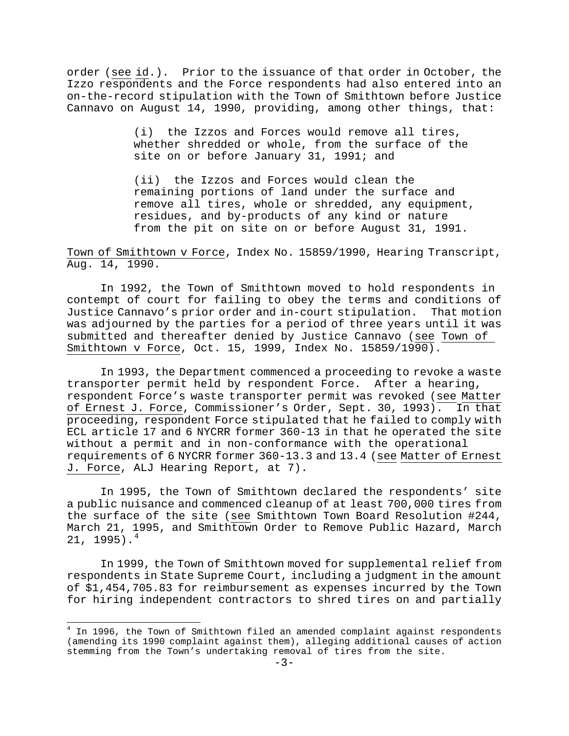order (see id.). Prior to the issuance of that order in October, the Izzo respondents and the Force respondents had also entered into an on-the-record stipulation with the Town of Smithtown before Justice Cannavo on August 14, 1990, providing, among other things, that:

> (i) the Izzos and Forces would remove all tires, whether shredded or whole, from the surface of the site on or before January 31, 1991; and
>
> (ii) the Izzos and Forces would clean the remaining portions of land under the surface and remove all tires, whole or shredded, any equipment, residues, and by-products of any kind or nature from the pit on site on or before August 31, 1991.

Town of Smithtown v Force, Index No. 15859/1990, Hearing Transcript, Aug. 14, 1990.

In 1992, the Town of Smithtown moved to hold respondents in contempt of court for failing to obey the terms and conditions of Justice Cannavo's prior order and in-court stipulation. That motion was adjourned by the parties for a period of three years until it was submitted and thereafter denied by Justice Cannavo (see Town of Smithtown v Force, Oct. 15, 1999, Index No. 15859/1990).

In 1993, the Department commenced a proceeding to revoke a waste transporter permit held by respondent Force. After a hearing, respondent Force's waste transporter permit was revoked (see Matter of Ernest J. Force, Commissioner's Order, Sept. 30, 1993). In that proceeding, respondent Force stipulated that he failed to comply with ECL article 17 and 6 NYCRR former 360-13 in that he operated the site without a permit and in non-conformance with the operational requirements of 6 NYCRR former 360-13.3 and 13.4 (see Matter of Ernest J. Force, ALJ Hearing Report, at 7).

In 1995, the Town of Smithtown declared the respondents' site a public nuisance and commenced cleanup of at least 700,000 tires from the surface of the site (see Smithtown Town Board Resolution #244, March 21, 1995, and Smithtown Order to Remove Public Hazard, March 21, 1995).[4]

In 1999, the Town of Smithtown moved for supplemental relief from respondents in State Supreme Court, including a judgment in the amount of $1,454,705.83 for reimbursement as expenses incurred by the Town for hiring independent contractors to shred tires on and partially

---

[4] In 1996, the Town of Smithtown filed an amended complaint against respondents (amending its 1990 complaint against them), alleging additional causes of action stemming from the Town's undertaking removal of tires from the site.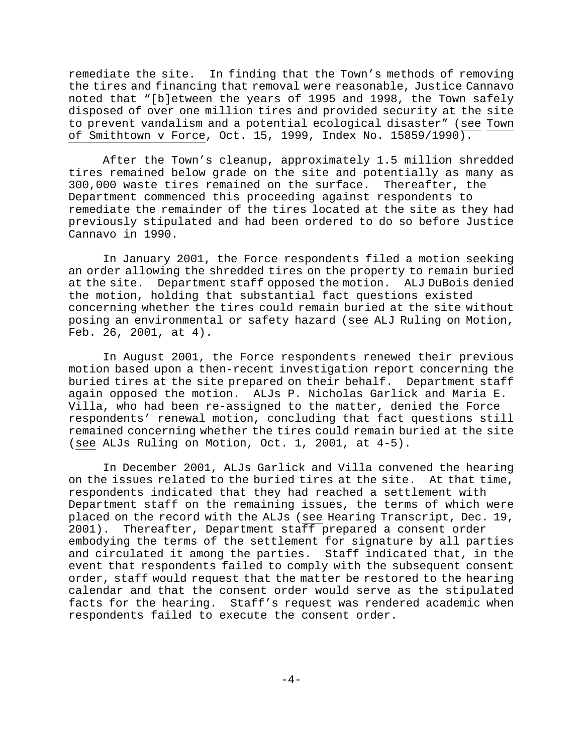remediate the site. In finding that the Town's methods of removing the tires and financing that removal were reasonable, Justice Cannavo noted that "[b]etween the years of 1995 and 1998, the Town safely disposed of over one million tires and provided security at the site to prevent vandalism and a potential ecological disaster" (see Town of Smithtown v Force, Oct. 15, 1999, Index No. 15859/1990).

After the Town's cleanup, approximately 1.5 million shredded tires remained below grade on the site and potentially as many as 300,000 waste tires remained on the surface. Thereafter, the Department commenced this proceeding against respondents to remediate the remainder of the tires located at the site as they had previously stipulated and had been ordered to do so before Justice Cannavo in 1990.

In January 2001, the Force respondents filed a motion seeking an order allowing the shredded tires on the property to remain buried at the site. Department staff opposed the motion. ALJ DuBois denied the motion, holding that substantial fact questions existed concerning whether the tires could remain buried at the site without posing an environmental or safety hazard (see ALJ Ruling on Motion, Feb. 26, 2001, at 4).

In August 2001, the Force respondents renewed their previous motion based upon a then-recent investigation report concerning the buried tires at the site prepared on their behalf. Department staff again opposed the motion. ALJs P. Nicholas Garlick and Maria E. Villa, who had been re-assigned to the matter, denied the Force respondents' renewal motion, concluding that fact questions still remained concerning whether the tires could remain buried at the site (see ALJs Ruling on Motion, Oct. 1, 2001, at 4-5).

In December 2001, ALJs Garlick and Villa convened the hearing on the issues related to the buried tires at the site. At that time, respondents indicated that they had reached a settlement with Department staff on the remaining issues, the terms of which were placed on the record with the ALJs (see Hearing Transcript, Dec. 19, 2001). Thereafter, Department staff prepared a consent order embodying the terms of the settlement for signature by all parties and circulated it among the parties. Staff indicated that, in the event that respondents failed to comply with the subsequent consent order, staff would request that the matter be restored to the hearing calendar and that the consent order would serve as the stipulated facts for the hearing. Staff's request was rendered academic when respondents failed to execute the consent order.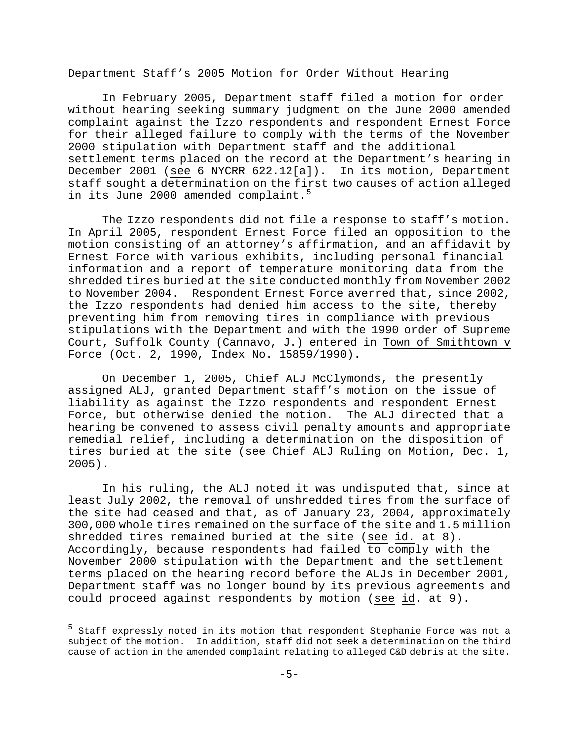Department Staff's 2005 Motion for Order Without Hearing

In February 2005, Department staff filed a motion for order without hearing seeking summary judgment on the June 2000 amended complaint against the Izzo respondents and respondent Ernest Force for their alleged failure to comply with the terms of the November 2000 stipulation with Department staff and the additional settlement terms placed on the record at the Department's hearing in December 2001 (see 6 NYCRR 622.12[a]). In its motion, Department staff sought a determination on the first two causes of action alleged in its June 2000 amended complaint.[5]

The Izzo respondents did not file a response to staff's motion. In April 2005, respondent Ernest Force filed an opposition to the motion consisting of an attorney's affirmation, and an affidavit by Ernest Force with various exhibits, including personal financial information and a report of temperature monitoring data from the shredded tires buried at the site conducted monthly from November 2002 to November 2004. Respondent Ernest Force averred that, since 2002, the Izzo respondents had denied him access to the site, thereby preventing him from removing tires in compliance with previous stipulations with the Department and with the 1990 order of Supreme Court, Suffolk County (Cannavo, J.) entered in Town of Smithtown v Force (Oct. 2, 1990, Index No. 15859/1990).

On December 1, 2005, Chief ALJ McClymonds, the presently assigned ALJ, granted Department staff's motion on the issue of liability as against the Izzo respondents and respondent Ernest Force, but otherwise denied the motion. The ALJ directed that a hearing be convened to assess civil penalty amounts and appropriate remedial relief, including a determination on the disposition of tires buried at the site (see Chief ALJ Ruling on Motion, Dec. 1, 2005).

In his ruling, the ALJ noted it was undisputed that, since at least July 2002, the removal of unshredded tires from the surface of the site had ceased and that, as of January 23, 2004, approximately 300,000 whole tires remained on the surface of the site and 1.5 million shredded tires remained buried at the site (see id. at 8). Accordingly, because respondents had failed to comply with the November 2000 stipulation with the Department and the settlement terms placed on the hearing record before the ALJs in December 2001, Department staff was no longer bound by its previous agreements and could proceed against respondents by motion (see id. at 9).

[5] Staff expressly noted in its motion that respondent Stephanie Force was not a subject of the motion. In addition, staff did not seek a determination on the third cause of action in the amended complaint relating to alleged C&D debris at the site.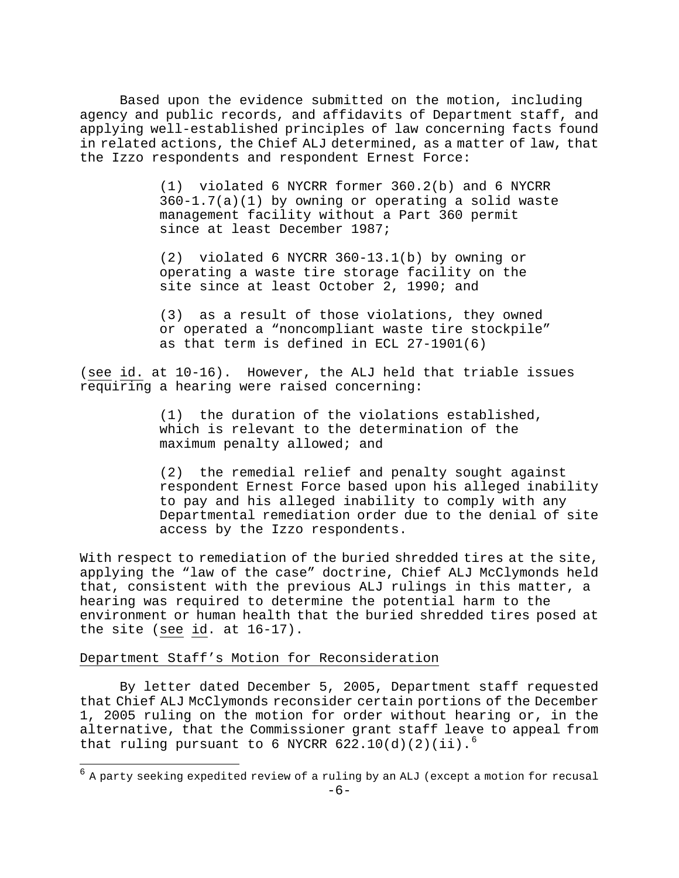Based upon the evidence submitted on the motion, including agency and public records, and affidavits of Department staff, and applying well-established principles of law concerning facts found in related actions, the Chief ALJ determined, as a matter of law, that the Izzo respondents and respondent Ernest Force:

> (1) violated 6 NYCRR former 360.2(b) and 6 NYCRR 360-1.7(a)(1) by owning or operating a solid waste management facility without a Part 360 permit since at least December 1987;
>
> (2) violated 6 NYCRR 360-13.1(b) by owning or operating a waste tire storage facility on the site since at least October 2, 1990; and
>
> (3) as a result of those violations, they owned or operated a "noncompliant waste tire stockpile" as that term is defined in ECL 27-1901(6)

(see id. at 10-16). However, the ALJ held that triable issues requiring a hearing were raised concerning:

> (1) the duration of the violations established, which is relevant to the determination of the maximum penalty allowed; and
>
> (2) the remedial relief and penalty sought against respondent Ernest Force based upon his alleged inability to pay and his alleged inability to comply with any Departmental remediation order due to the denial of site access by the Izzo respondents.

With respect to remediation of the buried shredded tires at the site, applying the "law of the case" doctrine, Chief ALJ McClymonds held that, consistent with the previous ALJ rulings in this matter, a hearing was required to determine the potential harm to the environment or human health that the buried shredded tires posed at the site (see id. at 16-17).

Department Staff's Motion for Reconsideration

By letter dated December 5, 2005, Department staff requested that Chief ALJ McClymonds reconsider certain portions of the December 1, 2005 ruling on the motion for order without hearing or, in the alternative, that the Commissioner grant staff leave to appeal from that ruling pursuant to 6 NYCRR 622.10(d)(2)(ii).[6]

[6] A party seeking expedited review of a ruling by an ALJ (except a motion for recusal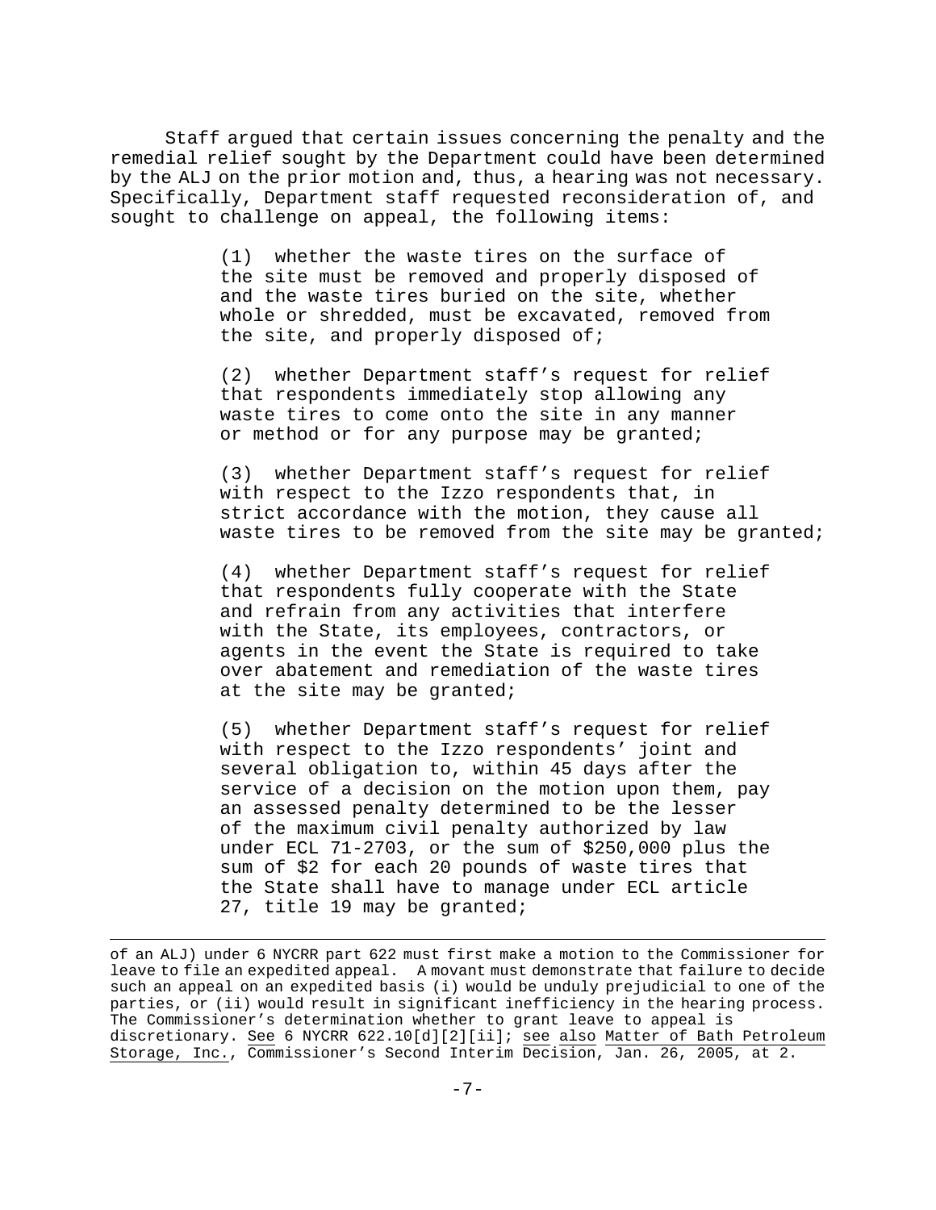Staff argued that certain issues concerning the penalty and the remedial relief sought by the Department could have been determined by the ALJ on the prior motion and, thus, a hearing was not necessary. Specifically, Department staff requested reconsideration of, and sought to challenge on appeal, the following items:

> (1) whether the waste tires on the surface of the site must be removed and properly disposed of and the waste tires buried on the site, whether whole or shredded, must be excavated, removed from the site, and properly disposed of;
>
> (2) whether Department staff's request for relief that respondents immediately stop allowing any waste tires to come onto the site in any manner or method or for any purpose may be granted;
>
> (3) whether Department staff's request for relief with respect to the Izzo respondents that, in strict accordance with the motion, they cause all waste tires to be removed from the site may be granted;
>
> (4) whether Department staff's request for relief that respondents fully cooperate with the State and refrain from any activities that interfere with the State, its employees, contractors, or agents in the event the State is required to take over abatement and remediation of the waste tires at the site may be granted;
>
> (5) whether Department staff's request for relief with respect to the Izzo respondents' joint and several obligation to, within 45 days after the service of a decision on the motion upon them, pay an assessed penalty determined to be the lesser of the maximum civil penalty authorized by law under ECL 71-2703, or the sum of $250,000 plus the sum of $2 for each 20 pounds of waste tires that the State shall have to manage under ECL article 27, title 19 may be granted;

---

of an ALJ) under 6 NYCRR part 622 must first make a motion to the Commissioner for leave to file an expedited appeal. A movant must demonstrate that failure to decide such an appeal on an expedited basis (i) would be unduly prejudicial to one of the parties, or (ii) would result in significant inefficiency in the hearing process. The Commissioner's determination whether to grant leave to appeal is discretionary. See 6 NYCRR 622.10[d][2][ii]; see also Matter of Bath Petroleum Storage, Inc., Commissioner's Second Interim Decision, Jan. 26, 2005, at 2.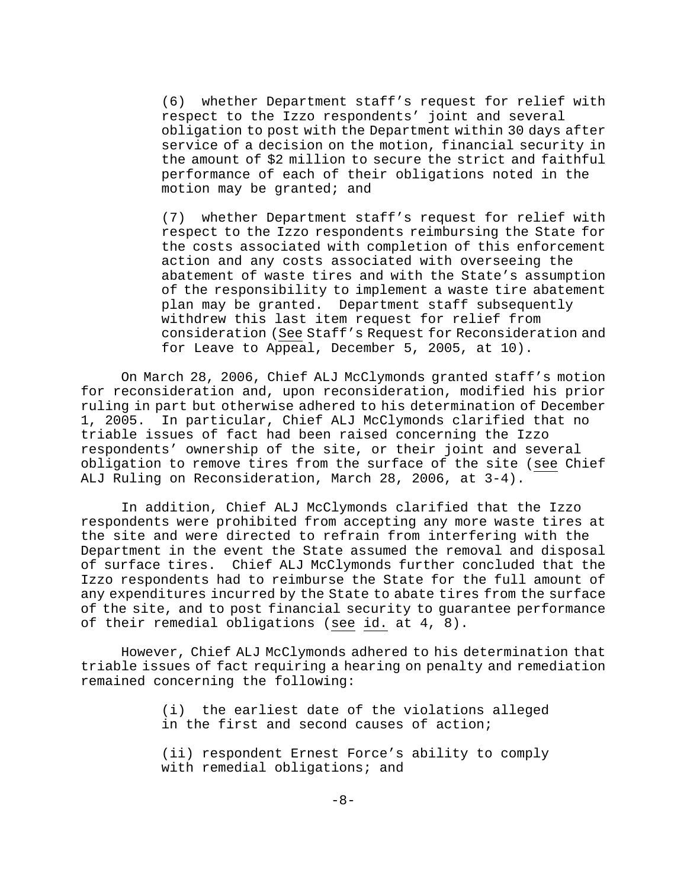(6) whether Department staff's request for relief with respect to the Izzo respondents' joint and several obligation to post with the Department within 30 days after service of a decision on the motion, financial security in the amount of $2 million to secure the strict and faithful performance of each of their obligations noted in the motion may be granted; and

(7) whether Department staff's request for relief with respect to the Izzo respondents reimbursing the State for the costs associated with completion of this enforcement action and any costs associated with overseeing the abatement of waste tires and with the State's assumption of the responsibility to implement a waste tire abatement plan may be granted. Department staff subsequently withdrew this last item request for relief from consideration (See Staff's Request for Reconsideration and for Leave to Appeal, December 5, 2005, at 10).

On March 28, 2006, Chief ALJ McClymonds granted staff's motion for reconsideration and, upon reconsideration, modified his prior ruling in part but otherwise adhered to his determination of December 1, 2005. In particular, Chief ALJ McClymonds clarified that no triable issues of fact had been raised concerning the Izzo respondents' ownership of the site, or their joint and several obligation to remove tires from the surface of the site (see Chief ALJ Ruling on Reconsideration, March 28, 2006, at 3-4).

In addition, Chief ALJ McClymonds clarified that the Izzo respondents were prohibited from accepting any more waste tires at the site and were directed to refrain from interfering with the Department in the event the State assumed the removal and disposal of surface tires. Chief ALJ McClymonds further concluded that the Izzo respondents had to reimburse the State for the full amount of any expenditures incurred by the State to abate tires from the surface of the site, and to post financial security to guarantee performance of their remedial obligations (see id. at 4, 8).

However, Chief ALJ McClymonds adhered to his determination that triable issues of fact requiring a hearing on penalty and remediation remained concerning the following:

(i) the earliest date of the violations alleged in the first and second causes of action;

(ii) respondent Ernest Force's ability to comply with remedial obligations; and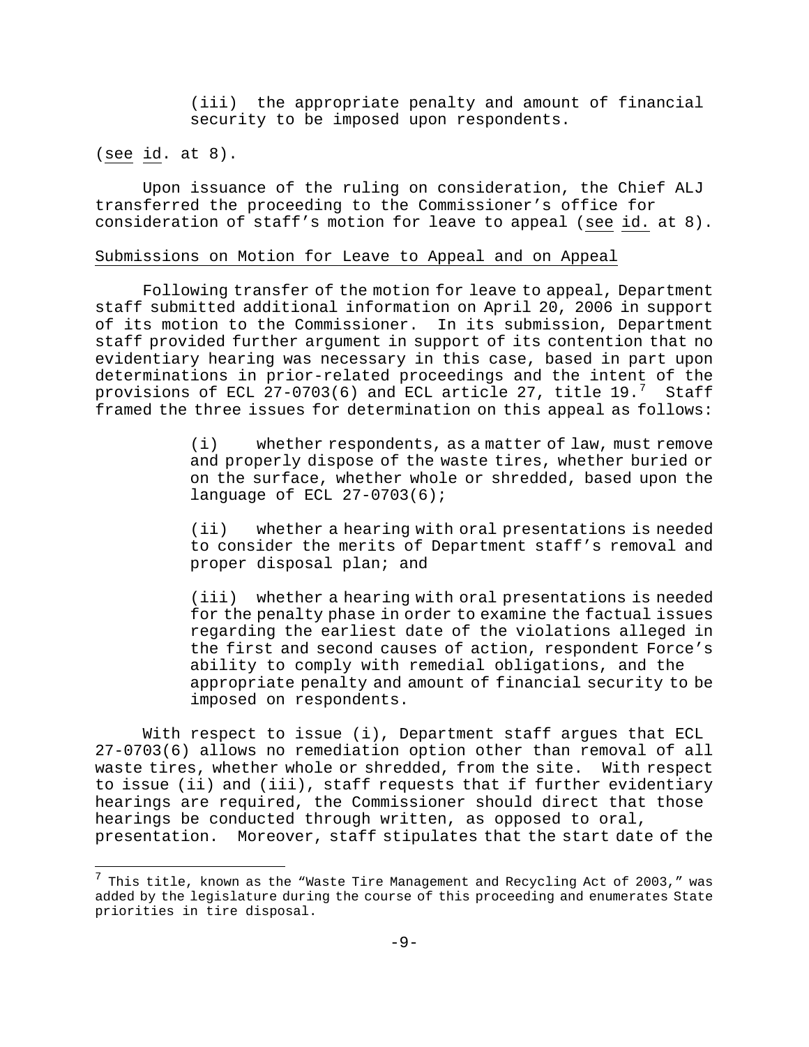(iii) the appropriate penalty and amount of financial security to be imposed upon respondents.

(see id. at 8).

Upon issuance of the ruling on consideration, the Chief ALJ transferred the proceeding to the Commissioner's office for consideration of staff's motion for leave to appeal (see id. at 8).

Submissions on Motion for Leave to Appeal and on Appeal

Following transfer of the motion for leave to appeal, Department staff submitted additional information on April 20, 2006 in support of its motion to the Commissioner. In its submission, Department staff provided further argument in support of its contention that no evidentiary hearing was necessary in this case, based in part upon determinations in prior-related proceedings and the intent of the provisions of ECL 27-0703(6) and ECL article 27, title 19.[7] Staff framed the three issues for determination on this appeal as follows:

> (i) whether respondents, as a matter of law, must remove and properly dispose of the waste tires, whether buried or on the surface, whether whole or shredded, based upon the language of ECL 27-0703(6);
>
> (ii) whether a hearing with oral presentations is needed to consider the merits of Department staff's removal and proper disposal plan; and
>
> (iii) whether a hearing with oral presentations is needed for the penalty phase in order to examine the factual issues regarding the earliest date of the violations alleged in the first and second causes of action, respondent Force's ability to comply with remedial obligations, and the appropriate penalty and amount of financial security to be imposed on respondents.

With respect to issue (i), Department staff argues that ECL 27-0703(6) allows no remediation option other than removal of all waste tires, whether whole or shredded, from the site. With respect to issue (ii) and (iii), staff requests that if further evidentiary hearings are required, the Commissioner should direct that those hearings be conducted through written, as opposed to oral, presentation. Moreover, staff stipulates that the start date of the

---

[7] This title, known as the "Waste Tire Management and Recycling Act of 2003," was added by the legislature during the course of this proceeding and enumerates State priorities in tire disposal.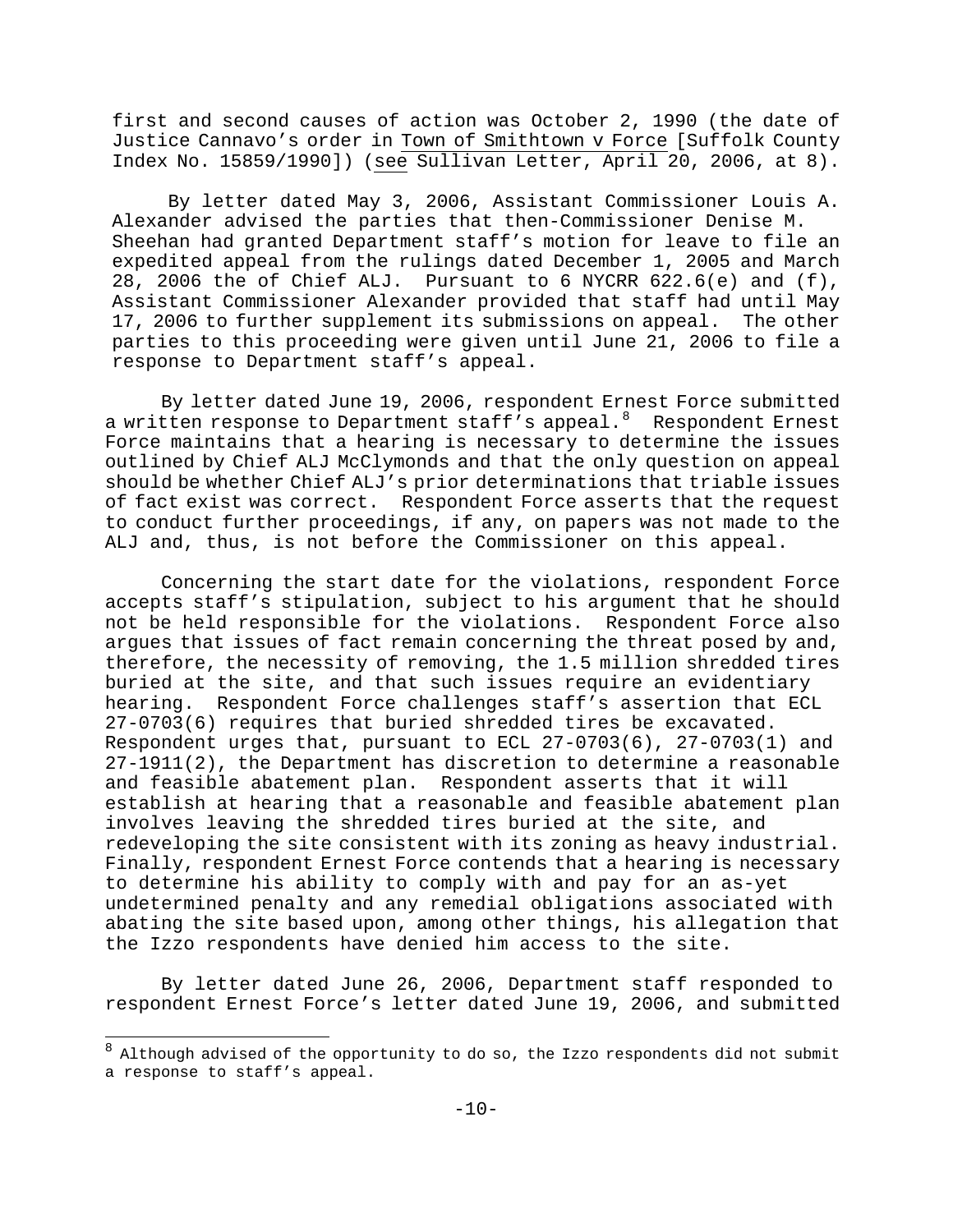first and second causes of action was October 2, 1990 (the date of Justice Cannavo's order in Town of Smithtown v Force [Suffolk County Index No. 15859/1990]) (see Sullivan Letter, April 20, 2006, at 8).

By letter dated May 3, 2006, Assistant Commissioner Louis A. Alexander advised the parties that then-Commissioner Denise M. Sheehan had granted Department staff's motion for leave to file an expedited appeal from the rulings dated December 1, 2005 and March 28, 2006 the of Chief ALJ. Pursuant to 6 NYCRR 622.6(e) and (f), Assistant Commissioner Alexander provided that staff had until May 17, 2006 to further supplement its submissions on appeal. The other parties to this proceeding were given until June 21, 2006 to file a response to Department staff's appeal.

By letter dated June 19, 2006, respondent Ernest Force submitted a written response to Department staff's appeal.[8] Respondent Ernest Force maintains that a hearing is necessary to determine the issues outlined by Chief ALJ McClymonds and that the only question on appeal should be whether Chief ALJ's prior determinations that triable issues of fact exist was correct. Respondent Force asserts that the request to conduct further proceedings, if any, on papers was not made to the ALJ and, thus, is not before the Commissioner on this appeal.

Concerning the start date for the violations, respondent Force accepts staff's stipulation, subject to his argument that he should not be held responsible for the violations. Respondent Force also argues that issues of fact remain concerning the threat posed by and, therefore, the necessity of removing, the 1.5 million shredded tires buried at the site, and that such issues require an evidentiary hearing. Respondent Force challenges staff's assertion that ECL 27-0703(6) requires that buried shredded tires be excavated. Respondent urges that, pursuant to ECL 27-0703(6), 27-0703(1) and 27-1911(2), the Department has discretion to determine a reasonable and feasible abatement plan. Respondent asserts that it will establish at hearing that a reasonable and feasible abatement plan involves leaving the shredded tires buried at the site, and redeveloping the site consistent with its zoning as heavy industrial. Finally, respondent Ernest Force contends that a hearing is necessary to determine his ability to comply with and pay for an as-yet undetermined penalty and any remedial obligations associated with abating the site based upon, among other things, his allegation that the Izzo respondents have denied him access to the site.

By letter dated June 26, 2006, Department staff responded to respondent Ernest Force's letter dated June 19, 2006, and submitted

[8] Although advised of the opportunity to do so, the Izzo respondents did not submit a response to staff's appeal.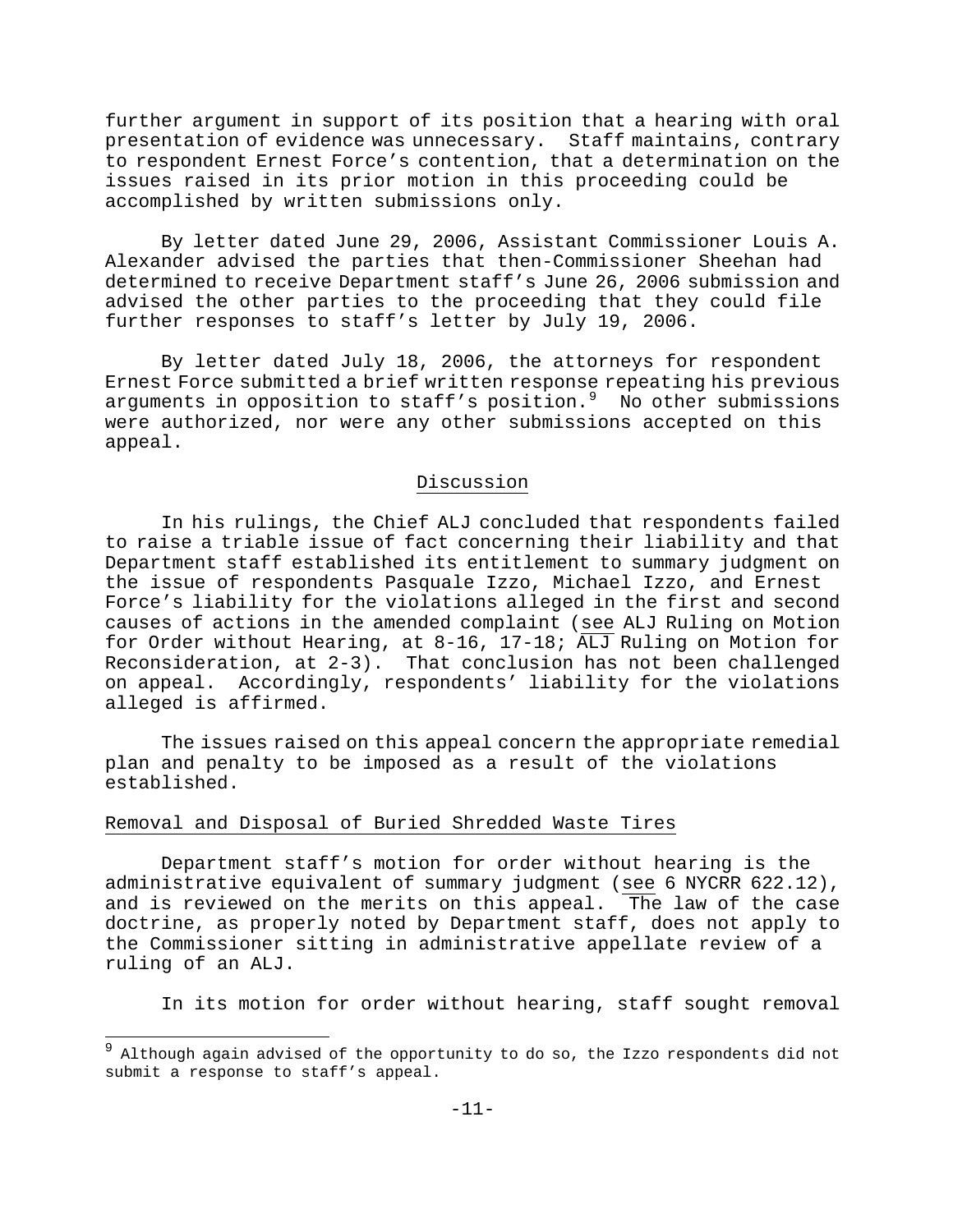further argument in support of its position that a hearing with oral presentation of evidence was unnecessary. Staff maintains, contrary to respondent Ernest Force's contention, that a determination on the issues raised in its prior motion in this proceeding could be accomplished by written submissions only.

By letter dated June 29, 2006, Assistant Commissioner Louis A. Alexander advised the parties that then-Commissioner Sheehan had determined to receive Department staff's June 26, 2006 submission and advised the other parties to the proceeding that they could file further responses to staff's letter by July 19, 2006.

By letter dated July 18, 2006, the attorneys for respondent Ernest Force submitted a brief written response repeating his previous arguments in opposition to staff's position.[9] No other submissions were authorized, nor were any other submissions accepted on this appeal.

## Discussion

In his rulings, the Chief ALJ concluded that respondents failed to raise a triable issue of fact concerning their liability and that Department staff established its entitlement to summary judgment on the issue of respondents Pasquale Izzo, Michael Izzo, and Ernest Force's liability for the violations alleged in the first and second causes of actions in the amended complaint (see ALJ Ruling on Motion for Order without Hearing, at 8-16, 17-18; ALJ Ruling on Motion for Reconsideration, at 2-3). That conclusion has not been challenged on appeal. Accordingly, respondents' liability for the violations alleged is affirmed.

The issues raised on this appeal concern the appropriate remedial plan and penalty to be imposed as a result of the violations established.

### Removal and Disposal of Buried Shredded Waste Tires

Department staff's motion for order without hearing is the administrative equivalent of summary judgment (see 6 NYCRR 622.12), and is reviewed on the merits on this appeal. The law of the case doctrine, as properly noted by Department staff, does not apply to the Commissioner sitting in administrative appellate review of a ruling of an ALJ.

In its motion for order without hearing, staff sought removal

---

[9] Although again advised of the opportunity to do so, the Izzo respondents did not submit a response to staff's appeal.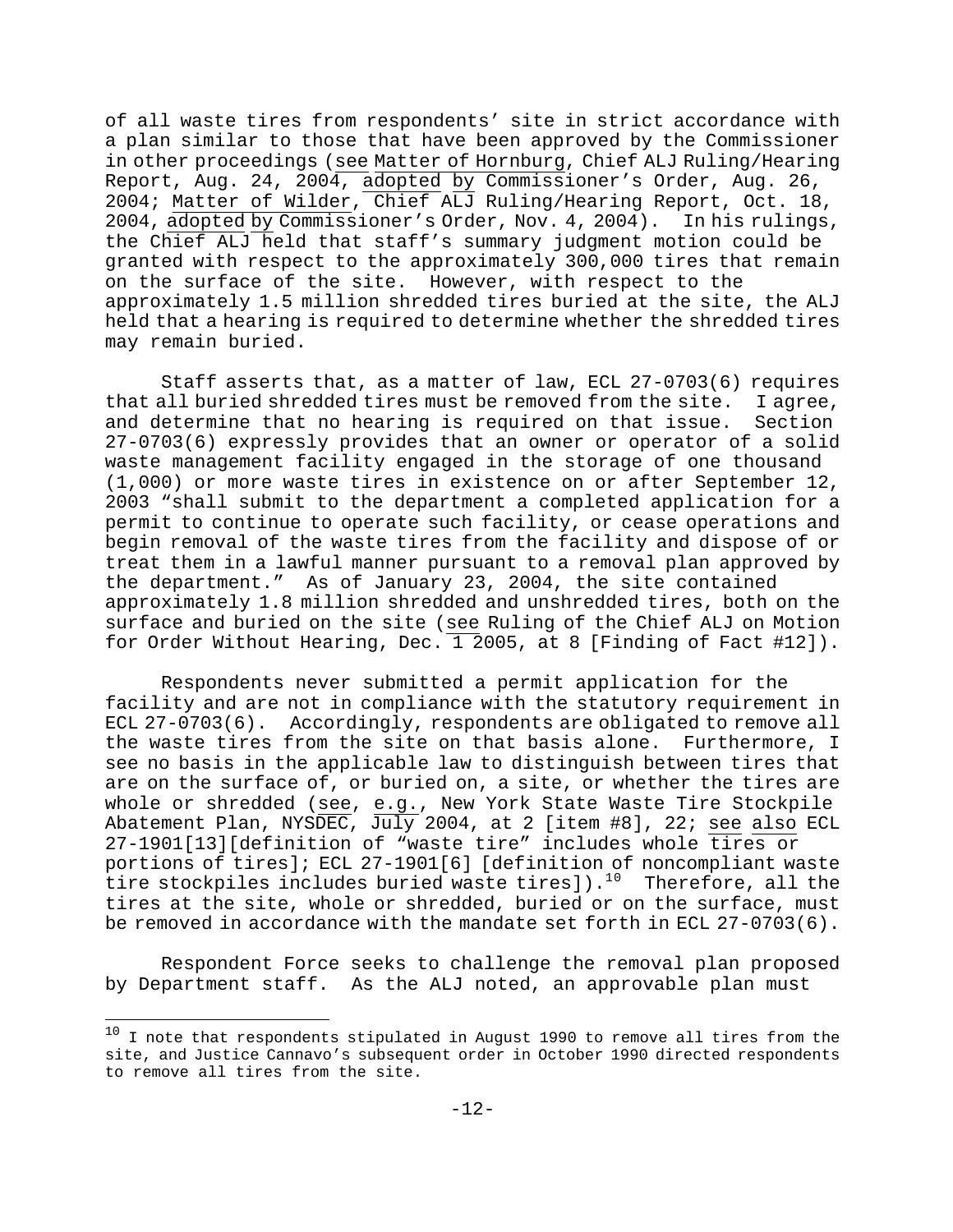of all waste tires from respondents' site in strict accordance with a plan similar to those that have been approved by the Commissioner in other proceedings (see Matter of Hornburg, Chief ALJ Ruling/Hearing Report, Aug. 24, 2004, adopted by Commissioner's Order, Aug. 26, 2004; Matter of Wilder, Chief ALJ Ruling/Hearing Report, Oct. 18, 2004, adopted by Commissioner's Order, Nov. 4, 2004). In his rulings, the Chief ALJ held that staff's summary judgment motion could be granted with respect to the approximately 300,000 tires that remain on the surface of the site. However, with respect to the approximately 1.5 million shredded tires buried at the site, the ALJ held that a hearing is required to determine whether the shredded tires may remain buried.

Staff asserts that, as a matter of law, ECL 27-0703(6) requires that all buried shredded tires must be removed from the site. I agree, and determine that no hearing is required on that issue. Section 27-0703(6) expressly provides that an owner or operator of a solid waste management facility engaged in the storage of one thousand (1,000) or more waste tires in existence on or after September 12, 2003 "shall submit to the department a completed application for a permit to continue to operate such facility, or cease operations and begin removal of the waste tires from the facility and dispose of or treat them in a lawful manner pursuant to a removal plan approved by the department." As of January 23, 2004, the site contained approximately 1.8 million shredded and unshredded tires, both on the surface and buried on the site (see Ruling of the Chief ALJ on Motion for Order Without Hearing, Dec. 1 2005, at 8 [Finding of Fact #12]).

Respondents never submitted a permit application for the facility and are not in compliance with the statutory requirement in ECL 27-0703(6). Accordingly, respondents are obligated to remove all the waste tires from the site on that basis alone. Furthermore, I see no basis in the applicable law to distinguish between tires that are on the surface of, or buried on, a site, or whether the tires are whole or shredded (see, e.g., New York State Waste Tire Stockpile Abatement Plan, NYSDEC, July 2004, at 2 [item #8], 22; see also ECL 27-1901[13][definition of "waste tire" includes whole tires or portions of tires]; ECL 27-1901[6] [definition of noncompliant waste tire stockpiles includes buried waste tires]).[10] Therefore, all the tires at the site, whole or shredded, buried or on the surface, must be removed in accordance with the mandate set forth in ECL 27-0703(6).

Respondent Force seeks to challenge the removal plan proposed by Department staff. As the ALJ noted, an approvable plan must

[10] I note that respondents stipulated in August 1990 to remove all tires from the site, and Justice Cannavo's subsequent order in October 1990 directed respondents to remove all tires from the site.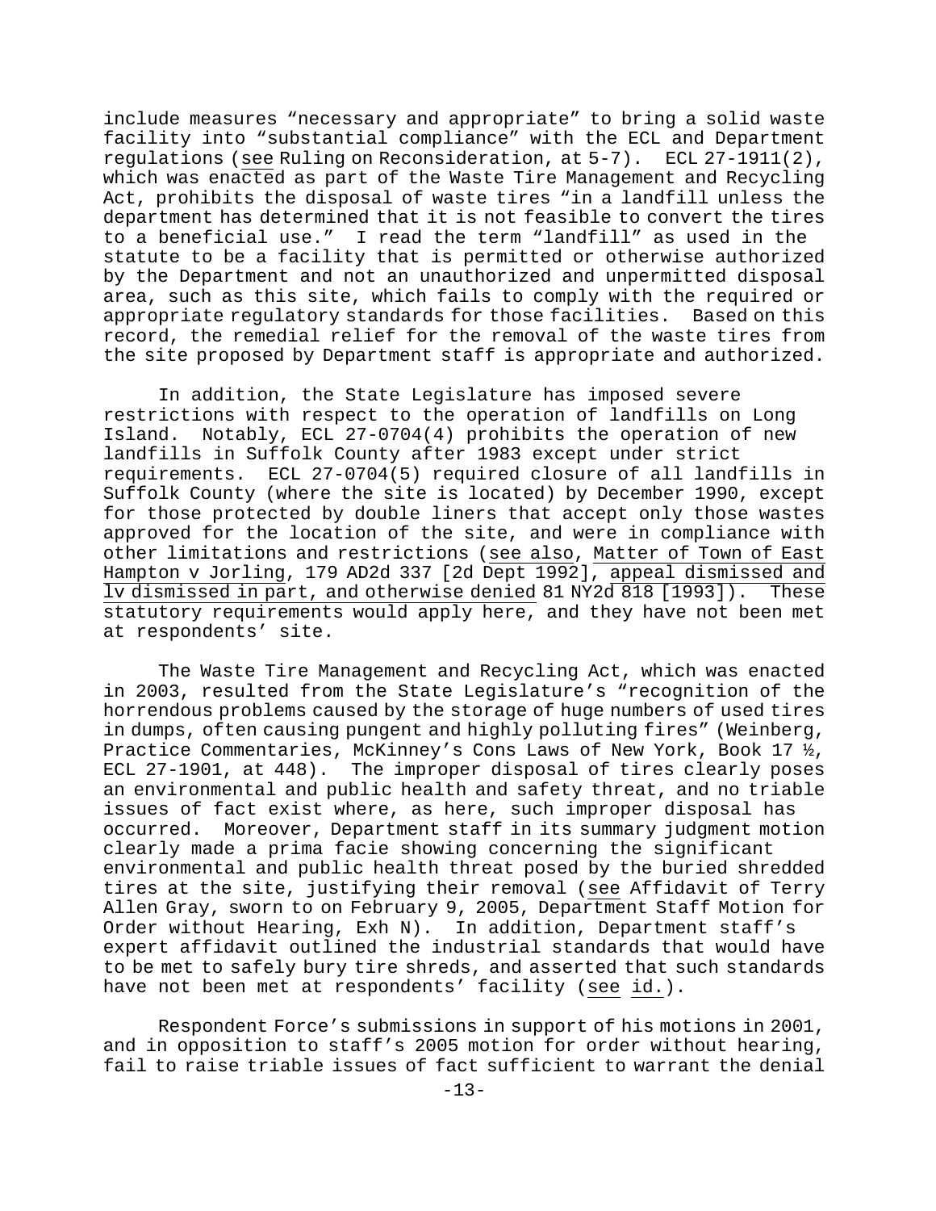include measures "necessary and appropriate" to bring a solid waste facility into "substantial compliance" with the ECL and Department regulations (see Ruling on Reconsideration, at 5-7). ECL 27-1911(2), which was enacted as part of the Waste Tire Management and Recycling Act, prohibits the disposal of waste tires "in a landfill unless the department has determined that it is not feasible to convert the tires to a beneficial use." I read the term "landfill" as used in the statute to be a facility that is permitted or otherwise authorized by the Department and not an unauthorized and unpermitted disposal area, such as this site, which fails to comply with the required or appropriate regulatory standards for those facilities. Based on this record, the remedial relief for the removal of the waste tires from the site proposed by Department staff is appropriate and authorized.

In addition, the State Legislature has imposed severe restrictions with respect to the operation of landfills on Long Island. Notably, ECL 27-0704(4) prohibits the operation of new landfills in Suffolk County after 1983 except under strict requirements. ECL 27-0704(5) required closure of all landfills in Suffolk County (where the site is located) by December 1990, except for those protected by double liners that accept only those wastes approved for the location of the site, and were in compliance with other limitations and restrictions (see also, Matter of Town of East Hampton v Jorling, 179 AD2d 337 [2d Dept 1992], appeal dismissed and lv dismissed in part, and otherwise denied 81 NY2d 818 [1993]). These statutory requirements would apply here, and they have not been met at respondents' site.

The Waste Tire Management and Recycling Act, which was enacted in 2003, resulted from the State Legislature's "recognition of the horrendous problems caused by the storage of huge numbers of used tires in dumps, often causing pungent and highly polluting fires" (Weinberg, Practice Commentaries, McKinney's Cons Laws of New York, Book 17 ½, ECL 27-1901, at 448). The improper disposal of tires clearly poses an environmental and public health and safety threat, and no triable issues of fact exist where, as here, such improper disposal has occurred. Moreover, Department staff in its summary judgment motion clearly made a prima facie showing concerning the significant environmental and public health threat posed by the buried shredded tires at the site, justifying their removal (see Affidavit of Terry Allen Gray, sworn to on February 9, 2005, Department Staff Motion for Order without Hearing, Exh N). In addition, Department staff's expert affidavit outlined the industrial standards that would have to be met to safely bury tire shreds, and asserted that such standards have not been met at respondents' facility (see id.).

Respondent Force's submissions in support of his motions in 2001, and in opposition to staff's 2005 motion for order without hearing, fail to raise triable issues of fact sufficient to warrant the denial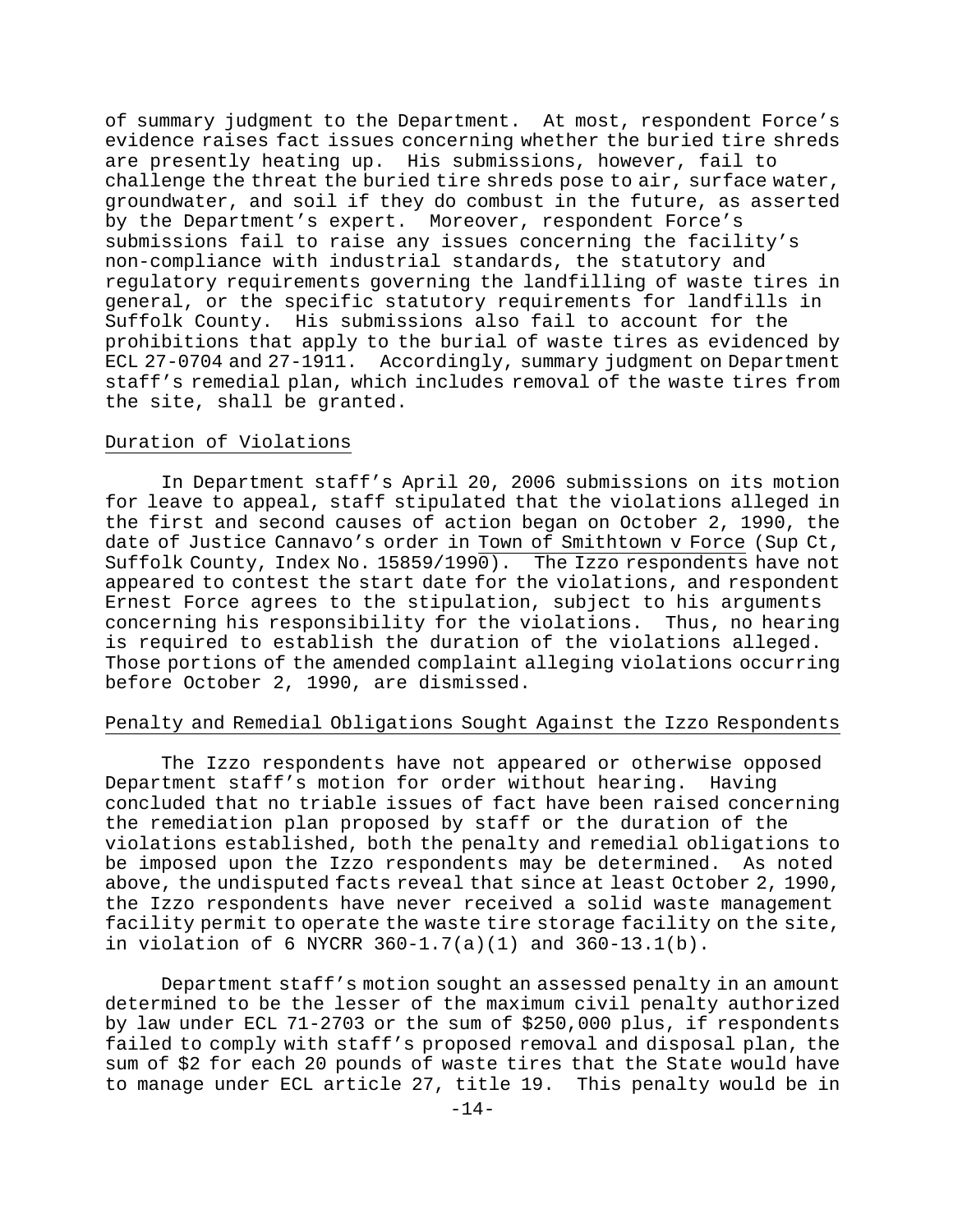of summary judgment to the Department. At most, respondent Force's evidence raises fact issues concerning whether the buried tire shreds are presently heating up. His submissions, however, fail to challenge the threat the buried tire shreds pose to air, surface water, groundwater, and soil if they do combust in the future, as asserted by the Department's expert. Moreover, respondent Force's submissions fail to raise any issues concerning the facility's non-compliance with industrial standards, the statutory and regulatory requirements governing the landfilling of waste tires in general, or the specific statutory requirements for landfills in Suffolk County. His submissions also fail to account for the prohibitions that apply to the burial of waste tires as evidenced by ECL 27-0704 and 27-1911. Accordingly, summary judgment on Department staff's remedial plan, which includes removal of the waste tires from the site, shall be granted.

Duration of Violations

In Department staff's April 20, 2006 submissions on its motion for leave to appeal, staff stipulated that the violations alleged in the first and second causes of action began on October 2, 1990, the date of Justice Cannavo's order in Town of Smithtown v Force (Sup Ct, Suffolk County, Index No. 15859/1990). The Izzo respondents have not appeared to contest the start date for the violations, and respondent Ernest Force agrees to the stipulation, subject to his arguments concerning his responsibility for the violations. Thus, no hearing is required to establish the duration of the violations alleged. Those portions of the amended complaint alleging violations occurring before October 2, 1990, are dismissed.

Penalty and Remedial Obligations Sought Against the Izzo Respondents

The Izzo respondents have not appeared or otherwise opposed Department staff's motion for order without hearing. Having concluded that no triable issues of fact have been raised concerning the remediation plan proposed by staff or the duration of the violations established, both the penalty and remedial obligations to be imposed upon the Izzo respondents may be determined. As noted above, the undisputed facts reveal that since at least October 2, 1990, the Izzo respondents have never received a solid waste management facility permit to operate the waste tire storage facility on the site, in violation of 6 NYCRR 360-1.7(a)(1) and 360-13.1(b).

Department staff's motion sought an assessed penalty in an amount determined to be the lesser of the maximum civil penalty authorized by law under ECL 71-2703 or the sum of $250,000 plus, if respondents failed to comply with staff's proposed removal and disposal plan, the sum of $2 for each 20 pounds of waste tires that the State would have to manage under ECL article 27, title 19. This penalty would be in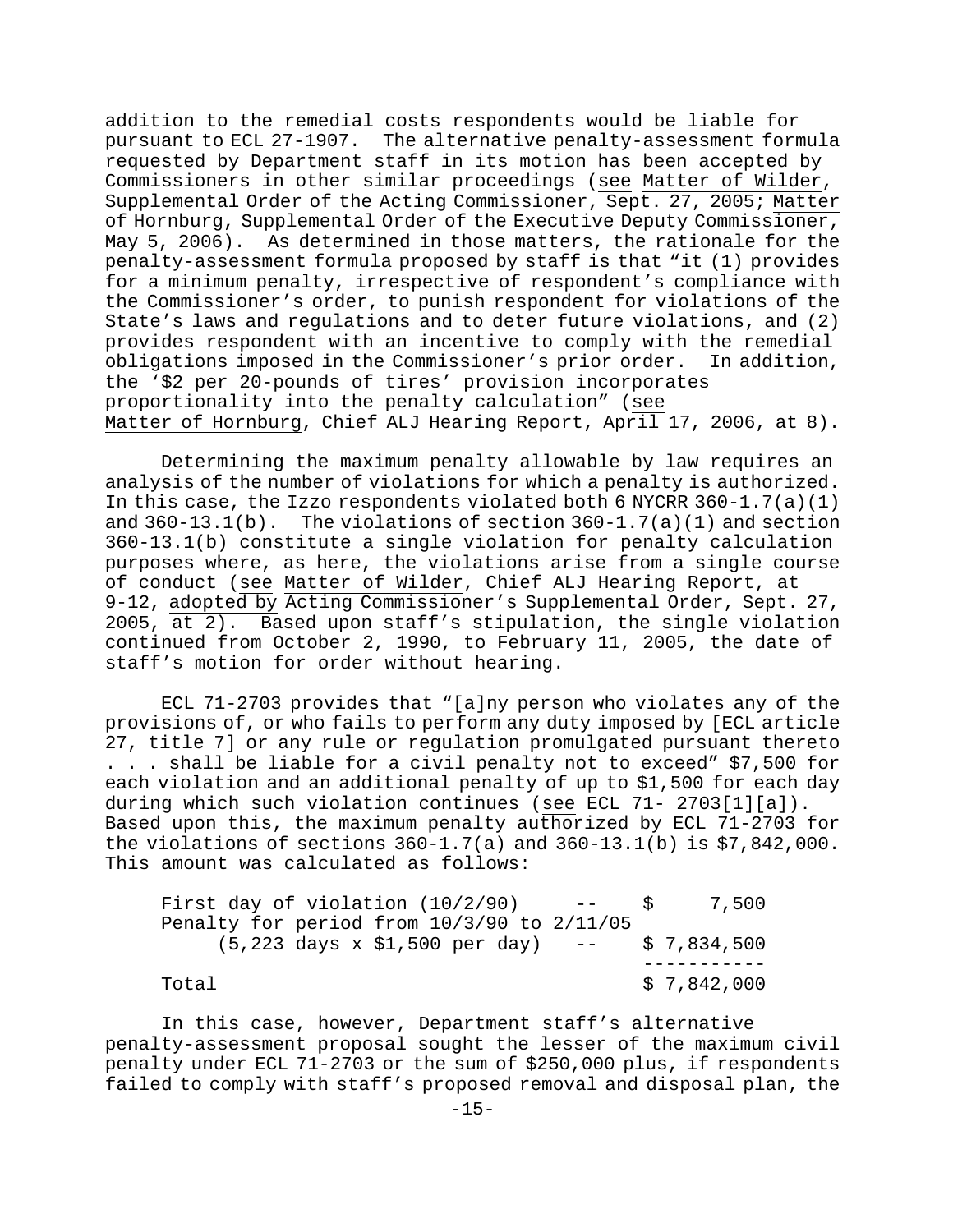addition to the remedial costs respondents would be liable for pursuant to ECL 27-1907. The alternative penalty-assessment formula requested by Department staff in its motion has been accepted by Commissioners in other similar proceedings (see Matter of Wilder, Supplemental Order of the Acting Commissioner, Sept. 27, 2005; Matter of Hornburg, Supplemental Order of the Executive Deputy Commissioner, May 5, 2006). As determined in those matters, the rationale for the penalty-assessment formula proposed by staff is that "it (1) provides for a minimum penalty, irrespective of respondent's compliance with the Commissioner's order, to punish respondent for violations of the State's laws and regulations and to deter future violations, and (2) provides respondent with an incentive to comply with the remedial obligations imposed in the Commissioner's prior order. In addition, the '$2 per 20-pounds of tires' provision incorporates proportionality into the penalty calculation" (see Matter of Hornburg, Chief ALJ Hearing Report, April 17, 2006, at 8).

Determining the maximum penalty allowable by law requires an analysis of the number of violations for which a penalty is authorized. In this case, the Izzo respondents violated both 6 NYCRR 360-1.7(a)(1) and 360-13.1(b). The violations of section 360-1.7(a)(1) and section 360-13.1(b) constitute a single violation for penalty calculation purposes where, as here, the violations arise from a single course of conduct (see Matter of Wilder, Chief ALJ Hearing Report, at 9-12, adopted by Acting Commissioner's Supplemental Order, Sept. 27, 2005, at 2). Based upon staff's stipulation, the single violation continued from October 2, 1990, to February 11, 2005, the date of staff's motion for order without hearing.

ECL 71-2703 provides that "[a]ny person who violates any of the provisions of, or who fails to perform any duty imposed by [ECL article 27, title 7] or any rule or regulation promulgated pursuant thereto . . . shall be liable for a civil penalty not to exceed" $7,500 for each violation and an additional penalty of up to $1,500 for each day during which such violation continues (see ECL 71- 2703[1][a]). Based upon this, the maximum penalty authorized by ECL 71-2703 for the violations of sections 360-1.7(a) and 360-13.1(b) is $7,842,000. This amount was calculated as follows:

| | | |
|---|---|---|
| First day of violation (10/2/90) | -- | $ 7,500 |
| Penalty for period from 10/3/90 to 2/11/05 (5,223 days x $1,500 per day) | -- | $ 7,834,500 |
| Total | | $ 7,842,000 |

In this case, however, Department staff's alternative penalty-assessment proposal sought the lesser of the maximum civil penalty under ECL 71-2703 or the sum of $250,000 plus, if respondents failed to comply with staff's proposed removal and disposal plan, the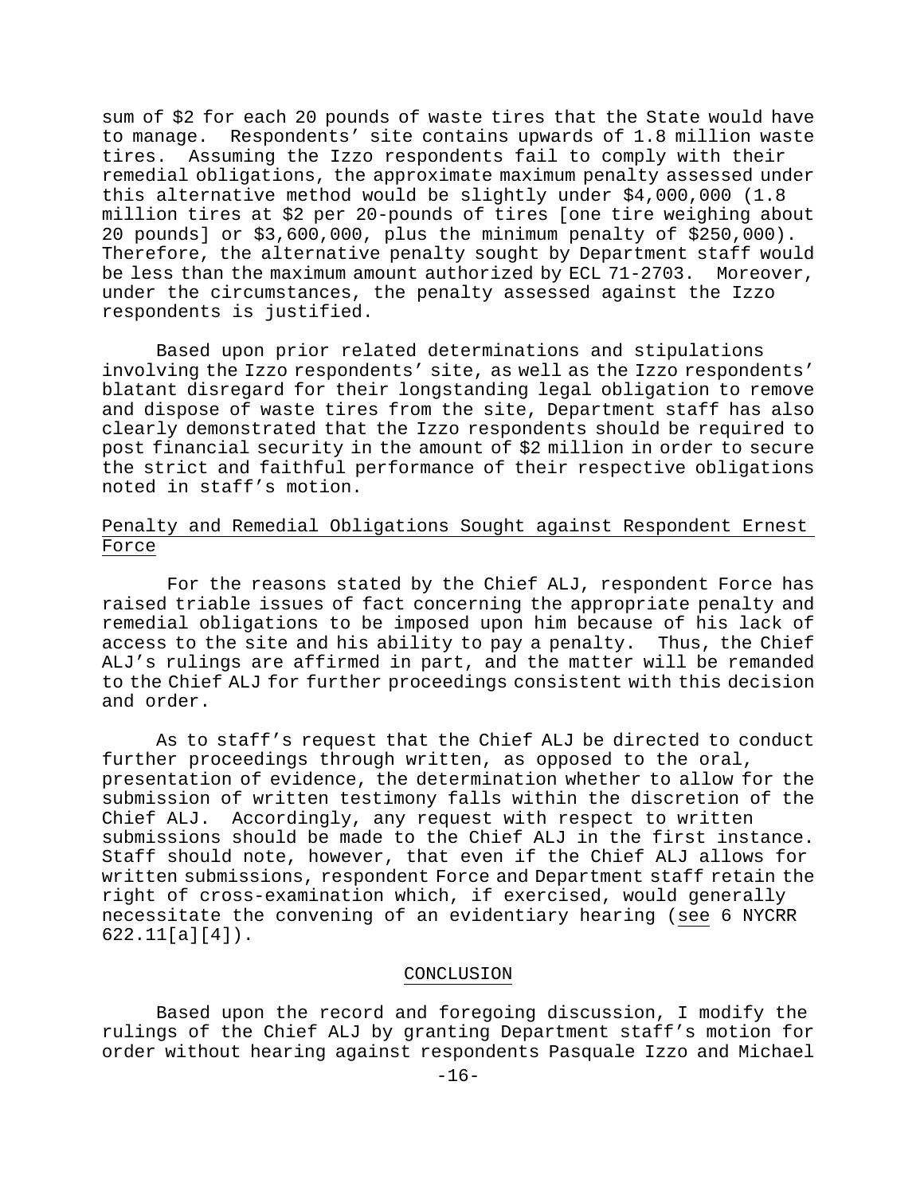sum of $2 for each 20 pounds of waste tires that the State would have to manage. Respondents' site contains upwards of 1.8 million waste tires. Assuming the Izzo respondents fail to comply with their remedial obligations, the approximate maximum penalty assessed under this alternative method would be slightly under $4,000,000 (1.8 million tires at $2 per 20-pounds of tires [one tire weighing about 20 pounds] or $3,600,000, plus the minimum penalty of $250,000). Therefore, the alternative penalty sought by Department staff would be less than the maximum amount authorized by ECL 71-2703. Moreover, under the circumstances, the penalty assessed against the Izzo respondents is justified.

Based upon prior related determinations and stipulations involving the Izzo respondents' site, as well as the Izzo respondents' blatant disregard for their longstanding legal obligation to remove and dispose of waste tires from the site, Department staff has also clearly demonstrated that the Izzo respondents should be required to post financial security in the amount of $2 million in order to secure the strict and faithful performance of their respective obligations noted in staff's motion.

Penalty and Remedial Obligations Sought against Respondent Ernest Force

For the reasons stated by the Chief ALJ, respondent Force has raised triable issues of fact concerning the appropriate penalty and remedial obligations to be imposed upon him because of his lack of access to the site and his ability to pay a penalty. Thus, the Chief ALJ's rulings are affirmed in part, and the matter will be remanded to the Chief ALJ for further proceedings consistent with this decision and order.

As to staff's request that the Chief ALJ be directed to conduct further proceedings through written, as opposed to the oral, presentation of evidence, the determination whether to allow for the submission of written testimony falls within the discretion of the Chief ALJ. Accordingly, any request with respect to written submissions should be made to the Chief ALJ in the first instance. Staff should note, however, that even if the Chief ALJ allows for written submissions, respondent Force and Department staff retain the right of cross-examination which, if exercised, would generally necessitate the convening of an evidentiary hearing (see 6 NYCRR 622.11[a][4]).

CONCLUSION

Based upon the record and foregoing discussion, I modify the rulings of the Chief ALJ by granting Department staff's motion for order without hearing against respondents Pasquale Izzo and Michael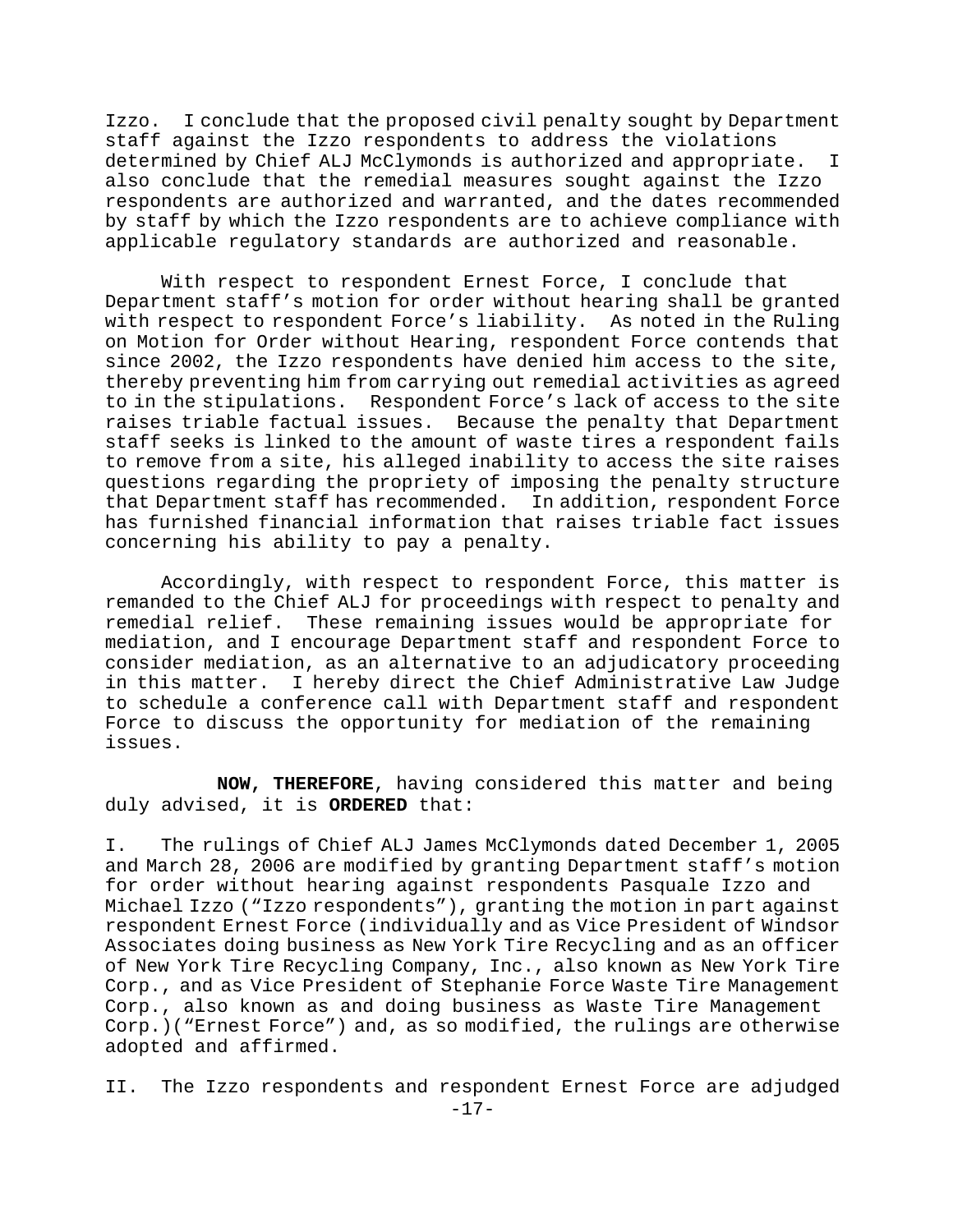Izzo. I conclude that the proposed civil penalty sought by Department staff against the Izzo respondents to address the violations determined by Chief ALJ McClymonds is authorized and appropriate. I also conclude that the remedial measures sought against the Izzo respondents are authorized and warranted, and the dates recommended by staff by which the Izzo respondents are to achieve compliance with applicable regulatory standards are authorized and reasonable.

With respect to respondent Ernest Force, I conclude that Department staff's motion for order without hearing shall be granted with respect to respondent Force's liability. As noted in the Ruling on Motion for Order without Hearing, respondent Force contends that since 2002, the Izzo respondents have denied him access to the site, thereby preventing him from carrying out remedial activities as agreed to in the stipulations. Respondent Force's lack of access to the site raises triable factual issues. Because the penalty that Department staff seeks is linked to the amount of waste tires a respondent fails to remove from a site, his alleged inability to access the site raises questions regarding the propriety of imposing the penalty structure that Department staff has recommended. In addition, respondent Force has furnished financial information that raises triable fact issues concerning his ability to pay a penalty.

Accordingly, with respect to respondent Force, this matter is remanded to the Chief ALJ for proceedings with respect to penalty and remedial relief. These remaining issues would be appropriate for mediation, and I encourage Department staff and respondent Force to consider mediation, as an alternative to an adjudicatory proceeding in this matter. I hereby direct the Chief Administrative Law Judge to schedule a conference call with Department staff and respondent Force to discuss the opportunity for mediation of the remaining issues.

**NOW, THEREFORE**, having considered this matter and being duly advised, it is **ORDERED** that:

I. The rulings of Chief ALJ James McClymonds dated December 1, 2005 and March 28, 2006 are modified by granting Department staff's motion for order without hearing against respondents Pasquale Izzo and Michael Izzo ("Izzo respondents"), granting the motion in part against respondent Ernest Force (individually and as Vice President of Windsor Associates doing business as New York Tire Recycling and as an officer of New York Tire Recycling Company, Inc., also known as New York Tire Corp., and as Vice President of Stephanie Force Waste Tire Management Corp., also known as and doing business as Waste Tire Management Corp.)("Ernest Force") and, as so modified, the rulings are otherwise adopted and affirmed.

II. The Izzo respondents and respondent Ernest Force are adjudged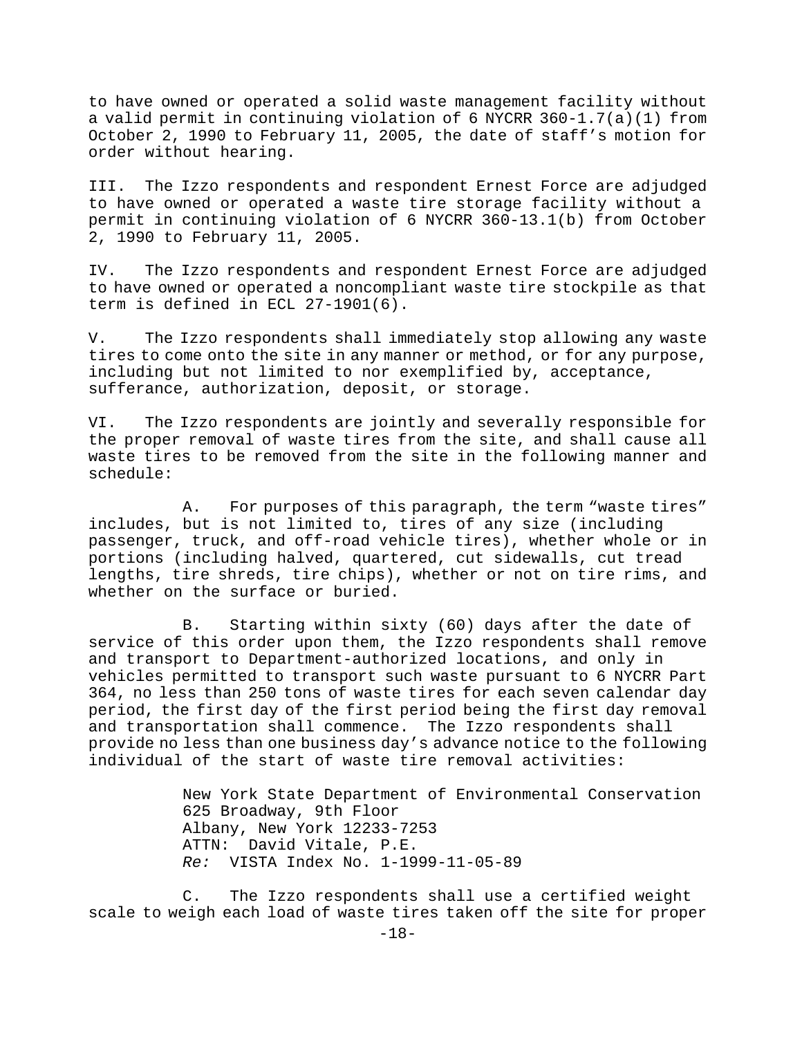to have owned or operated a solid waste management facility without a valid permit in continuing violation of 6 NYCRR 360-1.7(a)(1) from October 2, 1990 to February 11, 2005, the date of staff's motion for order without hearing.

III. The Izzo respondents and respondent Ernest Force are adjudged to have owned or operated a waste tire storage facility without a permit in continuing violation of 6 NYCRR 360-13.1(b) from October 2, 1990 to February 11, 2005.

IV. The Izzo respondents and respondent Ernest Force are adjudged to have owned or operated a noncompliant waste tire stockpile as that term is defined in ECL 27-1901(6).

V. The Izzo respondents shall immediately stop allowing any waste tires to come onto the site in any manner or method, or for any purpose, including but not limited to nor exemplified by, acceptance, sufferance, authorization, deposit, or storage.

VI. The Izzo respondents are jointly and severally responsible for the proper removal of waste tires from the site, and shall cause all waste tires to be removed from the site in the following manner and schedule:

A. For purposes of this paragraph, the term "waste tires" includes, but is not limited to, tires of any size (including passenger, truck, and off-road vehicle tires), whether whole or in portions (including halved, quartered, cut sidewalls, cut tread lengths, tire shreds, tire chips), whether or not on tire rims, and whether on the surface or buried.

B. Starting within sixty (60) days after the date of service of this order upon them, the Izzo respondents shall remove and transport to Department-authorized locations, and only in vehicles permitted to transport such waste pursuant to 6 NYCRR Part 364, no less than 250 tons of waste tires for each seven calendar day period, the first day of the first period being the first day removal and transportation shall commence. The Izzo respondents shall provide no less than one business day's advance notice to the following individual of the start of waste tire removal activities:

> New York State Department of Environmental Conservation
> 625 Broadway, 9th Floor
> Albany, New York 12233-7253
> ATTN: David Vitale, P.E.
> *Re:* VISTA Index No. 1-1999-11-05-89

C. The Izzo respondents shall use a certified weight scale to weigh each load of waste tires taken off the site for proper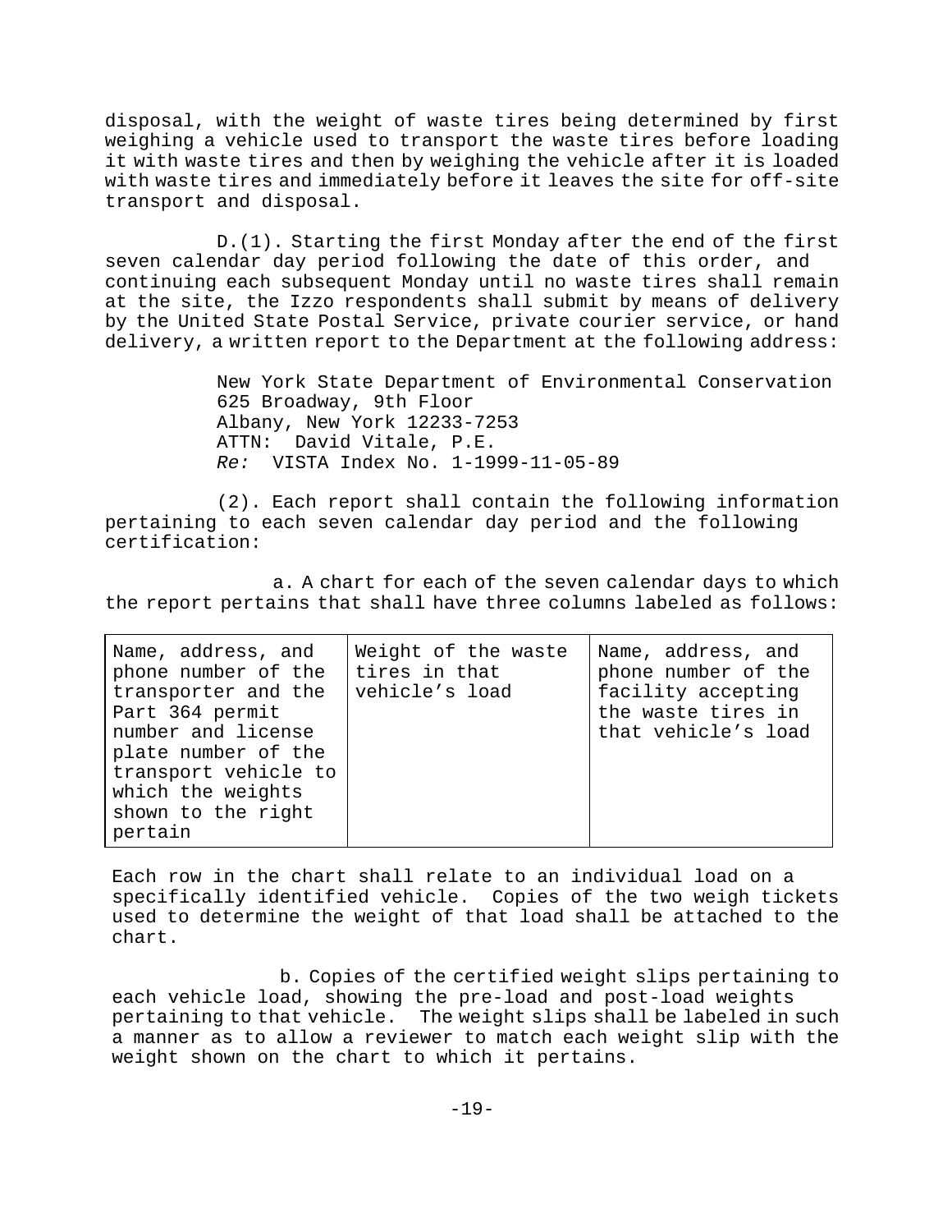disposal, with the weight of waste tires being determined by first weighing a vehicle used to transport the waste tires before loading it with waste tires and then by weighing the vehicle after it is loaded with waste tires and immediately before it leaves the site for off-site transport and disposal.

D.(1). Starting the first Monday after the end of the first seven calendar day period following the date of this order, and continuing each subsequent Monday until no waste tires shall remain at the site, the Izzo respondents shall submit by means of delivery by the United State Postal Service, private courier service, or hand delivery, a written report to the Department at the following address:

> New York State Department of Environmental Conservation
> 625 Broadway, 9th Floor
> Albany, New York 12233-7253
> ATTN: David Vitale, P.E.
> *Re:* VISTA Index No. 1-1999-11-05-89

(2). Each report shall contain the following information pertaining to each seven calendar day period and the following certification:

a. A chart for each of the seven calendar days to which the report pertains that shall have three columns labeled as follows:

| Name, address, and phone number of the transporter and the Part 364 permit number and license plate number of the transport vehicle to which the weights shown to the right pertain | Weight of the waste tires in that vehicle's load | Name, address, and phone number of the facility accepting the waste tires in that vehicle's load |
|---|---|---|

Each row in the chart shall relate to an individual load on a specifically identified vehicle. Copies of the two weigh tickets used to determine the weight of that load shall be attached to the chart.

b. Copies of the certified weight slips pertaining to each vehicle load, showing the pre-load and post-load weights pertaining to that vehicle. The weight slips shall be labeled in such a manner as to allow a reviewer to match each weight slip with the weight shown on the chart to which it pertains.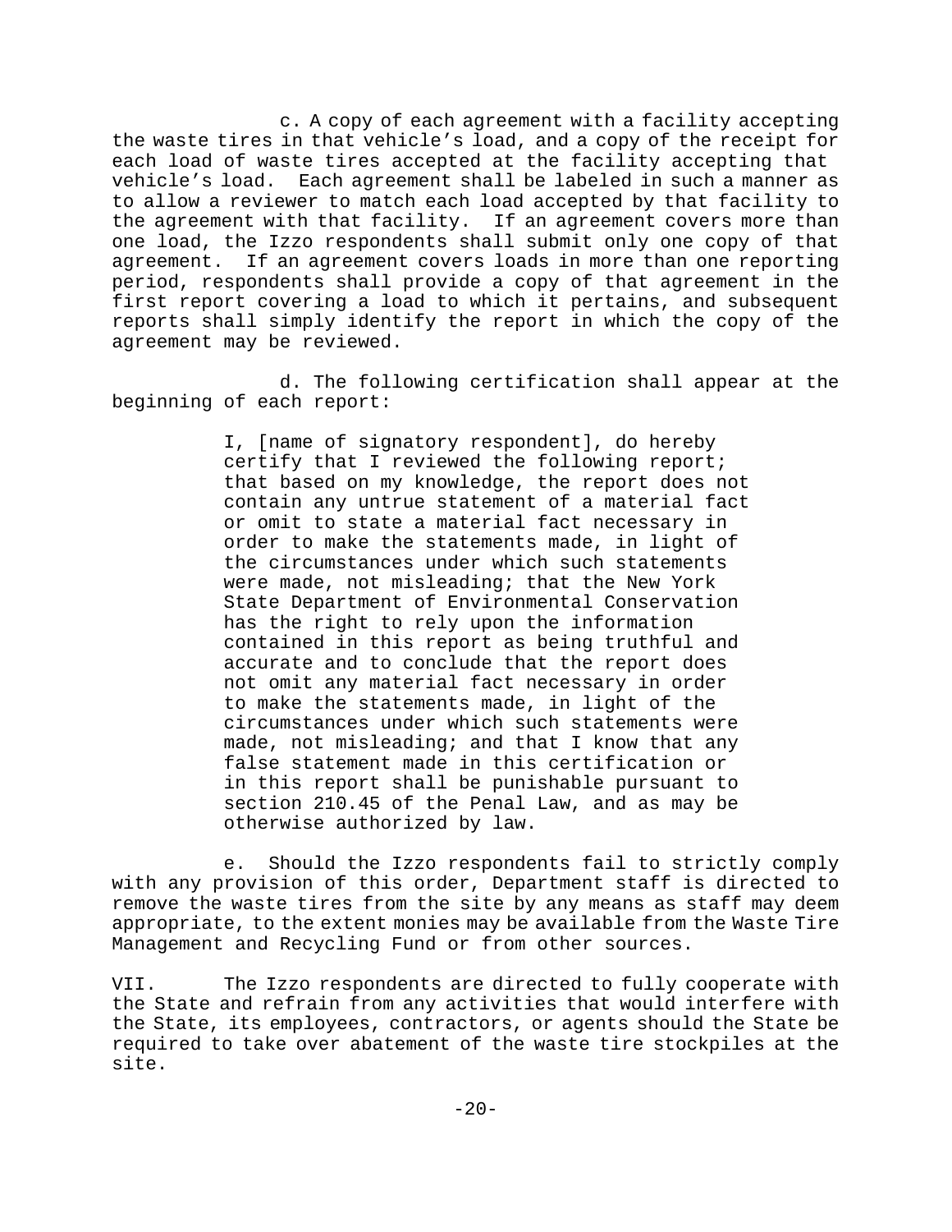c. A copy of each agreement with a facility accepting the waste tires in that vehicle's load, and a copy of the receipt for each load of waste tires accepted at the facility accepting that vehicle's load. Each agreement shall be labeled in such a manner as to allow a reviewer to match each load accepted by that facility to the agreement with that facility. If an agreement covers more than one load, the Izzo respondents shall submit only one copy of that agreement. If an agreement covers loads in more than one reporting period, respondents shall provide a copy of that agreement in the first report covering a load to which it pertains, and subsequent reports shall simply identify the report in which the copy of the agreement may be reviewed.

d. The following certification shall appear at the beginning of each report:

> I, [name of signatory respondent], do hereby certify that I reviewed the following report; that based on my knowledge, the report does not contain any untrue statement of a material fact or omit to state a material fact necessary in order to make the statements made, in light of the circumstances under which such statements were made, not misleading; that the New York State Department of Environmental Conservation has the right to rely upon the information contained in this report as being truthful and accurate and to conclude that the report does not omit any material fact necessary in order to make the statements made, in light of the circumstances under which such statements were made, not misleading; and that I know that any false statement made in this certification or in this report shall be punishable pursuant to section 210.45 of the Penal Law, and as may be otherwise authorized by law.

e. Should the Izzo respondents fail to strictly comply with any provision of this order, Department staff is directed to remove the waste tires from the site by any means as staff may deem appropriate, to the extent monies may be available from the Waste Tire Management and Recycling Fund or from other sources.

VII. The Izzo respondents are directed to fully cooperate with the State and refrain from any activities that would interfere with the State, its employees, contractors, or agents should the State be required to take over abatement of the waste tire stockpiles at the site.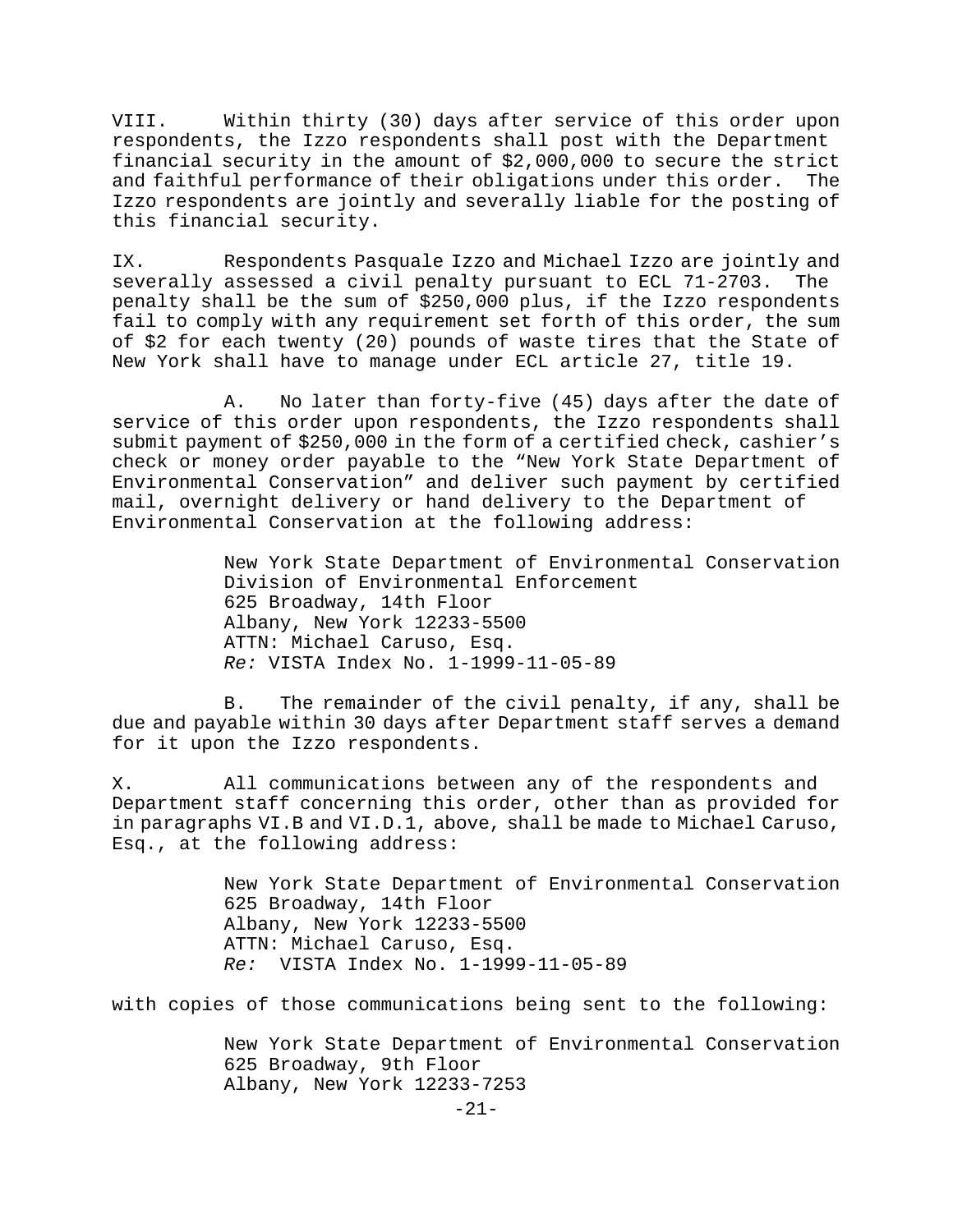VIII. Within thirty (30) days after service of this order upon respondents, the Izzo respondents shall post with the Department financial security in the amount of $2,000,000 to secure the strict and faithful performance of their obligations under this order. The Izzo respondents are jointly and severally liable for the posting of this financial security.

IX. Respondents Pasquale Izzo and Michael Izzo are jointly and severally assessed a civil penalty pursuant to ECL 71-2703. The penalty shall be the sum of $250,000 plus, if the Izzo respondents fail to comply with any requirement set forth of this order, the sum of $2 for each twenty (20) pounds of waste tires that the State of New York shall have to manage under ECL article 27, title 19.

A. No later than forty-five (45) days after the date of service of this order upon respondents, the Izzo respondents shall submit payment of $250,000 in the form of a certified check, cashier's check or money order payable to the "New York State Department of Environmental Conservation" and deliver such payment by certified mail, overnight delivery or hand delivery to the Department of Environmental Conservation at the following address:

> New York State Department of Environmental Conservation
> Division of Environmental Enforcement
> 625 Broadway, 14th Floor
> Albany, New York 12233-5500
> ATTN: Michael Caruso, Esq.
> *Re:* VISTA Index No. 1-1999-11-05-89

B. The remainder of the civil penalty, if any, shall be due and payable within 30 days after Department staff serves a demand for it upon the Izzo respondents.

X. All communications between any of the respondents and Department staff concerning this order, other than as provided for in paragraphs VI.B and VI.D.1, above, shall be made to Michael Caruso, Esq., at the following address:

> New York State Department of Environmental Conservation
> 625 Broadway, 14th Floor
> Albany, New York 12233-5500
> ATTN: Michael Caruso, Esq.
> *Re:* VISTA Index No. 1-1999-11-05-89

with copies of those communications being sent to the following:

> New York State Department of Environmental Conservation
> 625 Broadway, 9th Floor
> Albany, New York 12233-7253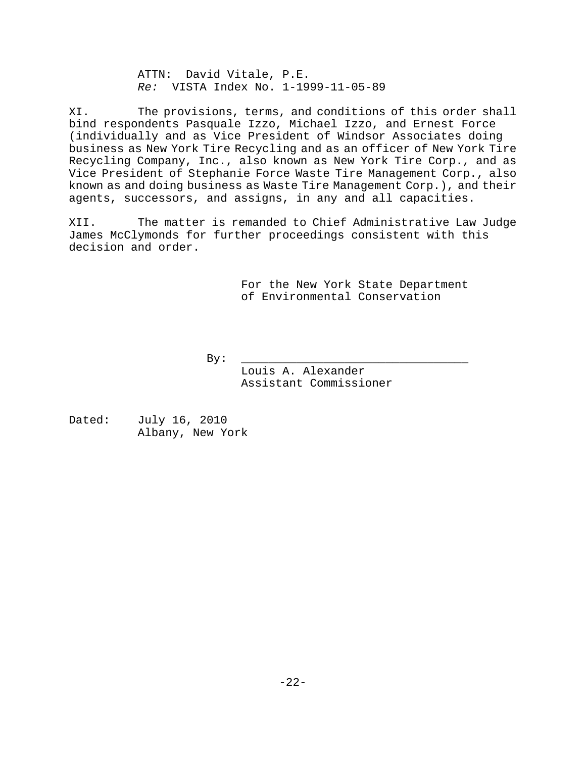ATTN: David Vitale, P.E.
*Re:* VISTA Index No. 1-1999-11-05-89

XI. The provisions, terms, and conditions of this order shall bind respondents Pasquale Izzo, Michael Izzo, and Ernest Force (individually and as Vice President of Windsor Associates doing business as New York Tire Recycling and as an officer of New York Tire Recycling Company, Inc., also known as New York Tire Corp., and as Vice President of Stephanie Force Waste Tire Management Corp., also known as and doing business as Waste Tire Management Corp.), and their agents, successors, and assigns, in any and all capacities.

XII. The matter is remanded to Chief Administrative Law Judge James McClymonds for further proceedings consistent with this decision and order.

For the New York State Department of Environmental Conservation

By: ________________________________
Louis A. Alexander
Assistant Commissioner

Dated: July 16, 2010
Albany, New York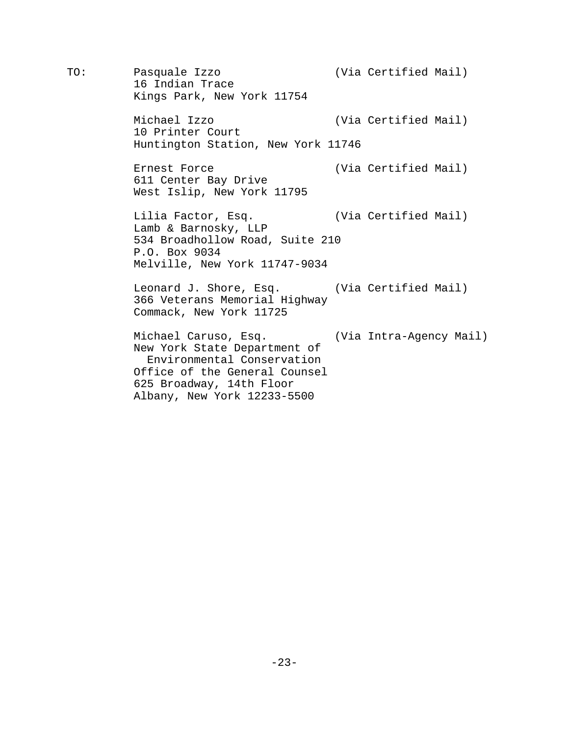TO: Pasquale Izzo (Via Certified Mail)
16 Indian Trace
Kings Park, New York 11754

Michael Izzo (Via Certified Mail)
10 Printer Court
Huntington Station, New York 11746

Ernest Force (Via Certified Mail)
611 Center Bay Drive
West Islip, New York 11795

Lilia Factor, Esq. (Via Certified Mail)
Lamb & Barnosky, LLP
534 Broadhollow Road, Suite 210
P.O. Box 9034
Melville, New York 11747-9034

Leonard J. Shore, Esq. (Via Certified Mail)
366 Veterans Memorial Highway
Commack, New York 11725

Michael Caruso, Esq. (Via Intra-Agency Mail)
New York State Department of
Environmental Conservation
Office of the General Counsel
625 Broadway, 14th Floor
Albany, New York 12233-5500